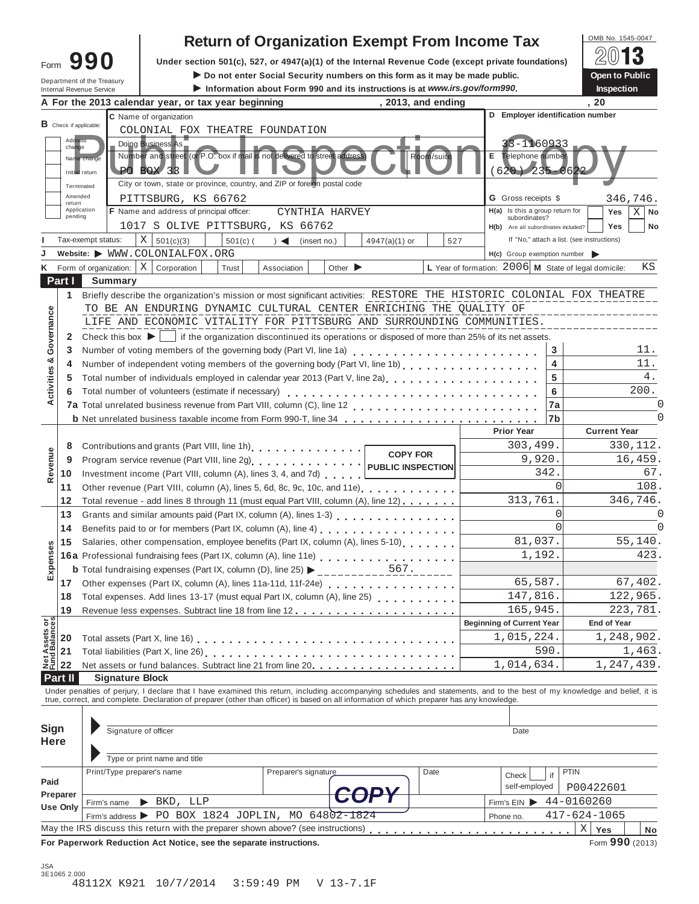# Form 990 — Return of Organization Exempt From Income Tax

OMB No. 1545-0047

**2013**

**Open to Public Inspection**

Under section 501(c), 527, or 4947(a)(1) of the Internal Revenue Code (except private foundations)

▶ Do not enter Social Security numbers on this form as it may be made public.

▶ Information about Form 990 and its instructions is at *www.irs.gov/form990*.

Department of the Treasury
Internal Revenue Service

**A** For the 2013 calendar year, or tax year beginning , 2013, and ending , 20

Public Inspection Copy

**B** Check if applicable: Address change / Name change / Initial return / Terminated / Amended return / Application pending

**C** Name of organization: COLONIAL FOX THEATRE FOUNDATION

Doing Business As

Number and street (or P.O. box if mail is not delivered to street address): PO BOX 33 — Room/suite

City or town, state or province, country, and ZIP or foreign postal code: PITTSBURG, KS 66762

**D** Employer identification number: 33-1160933

**E** Telephone number: (620) 235-0622

**G** Gross receipts $ 346,746.

**F** Name and address of principal officer: CYNTHIA HARVEY, 1017 S OLIVE PITTSBURG, KS 66762

**H(a)** Is this a group return for subordinates? Yes [ ] No [X]

**H(b)** Are all subordinates included? Yes [ ] No [ ]
If "No," attach a list. (see instructions)

**I** Tax-exempt status: [X] 501(c)(3) [ ] 501(c) ( ) ◀ (insert no.) [ ] 4947(a)(1) or [ ] 527

**J** Website: ▶ WWW.COLONIALFOX.ORG

**H(c)** Group exemption number ▶

**K** Form of organization: [X] Corporation [ ] Trust [ ] Association [ ] Other ▶

**L** Year of formation: 2006 **M** State of legal domicile: KS

## Part I Summary

**Activities & Governance**

1 Briefly describe the organization's mission or most significant activities: RESTORE THE HISTORIC COLONIAL FOX THEATRE TO BE AN ENDURING DYNAMIC CULTURAL CENTER ENRICHING THE QUALITY OF LIFE AND ECONOMIC VITALITY FOR PITTSBURG AND SURROUNDING COMMUNITIES.

2 Check this box ▶ [ ] if the organization discontinued its operations or disposed of more than 25% of its net assets.

| Line | Description | | Value |
|---|---|---|---|
| 3 | Number of voting members of the governing body (Part VI, line 1a) | 3 | 11. |
| 4 | Number of independent voting members of the governing body (Part VI, line 1b) | 4 | 11. |
| 5 | Total number of individuals employed in calendar year 2013 (Part V, line 2a) | 5 | 4. |
| 6 | Total number of volunteers (estimate if necessary) | 6 | 200. |
| 7a | Total unrelated business revenue from Part VIII, column (C), line 12 | 7a | 0 |
| b | Net unrelated business taxable income from Form 990-T, line 34 | 7b | 0 |

COPY FOR PUBLIC INSPECTION

| | Line | Description | Prior Year | Current Year |
|---|---|---|---|---|
| Revenue | 8 | Contributions and grants (Part VIII, line 1h) | 303,499. | 330,112. |
| | 9 | Program service revenue (Part VIII, line 2g) | 9,920. | 16,459. |
| | 10 | Investment income (Part VIII, column (A), lines 3, 4, and 7d) | 342. | 67. |
| | 11 | Other revenue (Part VIII, column (A), lines 5, 6d, 8c, 9c, 10c, and 11e) | 0 | 108. |
| | 12 | Total revenue - add lines 8 through 11 (must equal Part VIII, column (A), line 12) | 313,761. | 346,746. |
| Expenses | 13 | Grants and similar amounts paid (Part IX, column (A), lines 1-3) | 0 | 0 |
| | 14 | Benefits paid to or for members (Part IX, column (A), line 4) | 0 | 0 |
| | 15 | Salaries, other compensation, employee benefits (Part IX, column (A), lines 5-10) | 81,037. | 55,140. |
| | 16a | Professional fundraising fees (Part IX, column (A), line 11e) | 1,192. | 423. |
| | b | Total fundraising expenses (Part IX, column (D), line 25) ▶ 567. | | |
| | 17 | Other expenses (Part IX, column (A), lines 11a-11d, 11f-24e) | 65,587. | 67,402. |
| | 18 | Total expenses. Add lines 13-17 (must equal Part IX, column (A), line 25) | 147,816. | 122,965. |
| | 19 | Revenue less expenses. Subtract line 18 from line 12 | 165,945. | 223,781. |

| | Line | Description | Beginning of Current Year | End of Year |
|---|---|---|---|---|
| Net Assets or Fund Balances | 20 | Total assets (Part X, line 16) | 1,015,224. | 1,248,902. |
| | 21 | Total liabilities (Part X, line 26) | 590. | 1,463. |
| | 22 | Net assets or fund balances. Subtract line 21 from line 20 | 1,014,634. | 1,247,439. |

## Part II Signature Block

Under penalties of perjury, I declare that I have examined this return, including accompanying schedules and statements, and to the best of my knowledge and belief, it is true, correct, and complete. Declaration of preparer (other than officer) is based on all information of which preparer has any knowledge.

**Sign Here**

▶ Signature of officer — Date

▶ Type or print name and title

**Paid Preparer Use Only**

Print/Type preparer's name | Preparer's signature | Date | Check [ ] if self-employed | PTIN: P00422601

COPY

Firm's name ▶ BKD, LLP — Firm's EIN ▶ 44-0160260

Firm's address ▶ PO BOX 1824 JOPLIN, MO 64802-1824 — Phone no. 417-624-1065

May the IRS discuss this return with the preparer shown above? (see instructions) [X] Yes [ ] No

**For Paperwork Reduction Act Notice, see the separate instructions.** Form **990** (2013)

JSA
3E1065 2.000
48112X K921 10/7/2014 3:59:49 PM V 13-7.1F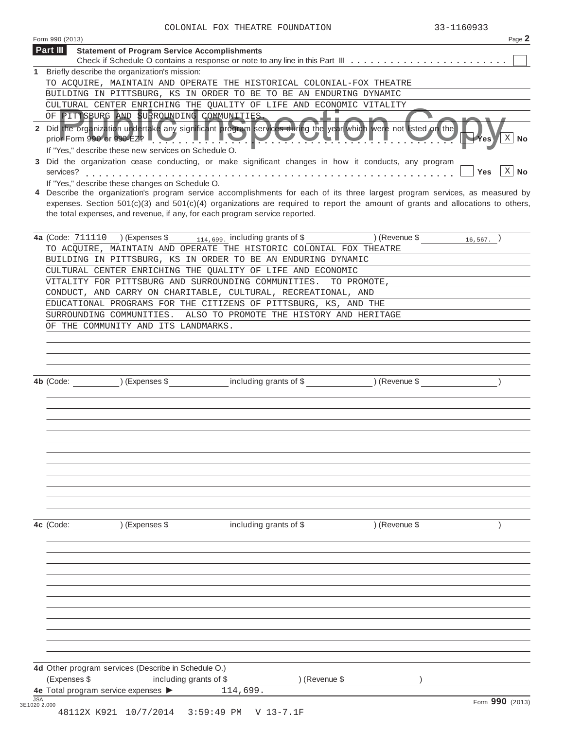COLONIAL FOX THEATRE FOUNDATION 33-1160933

Form 990 (2013) Page **2**

## Part III Statement of Program Service Accomplishments

Check if Schedule O contains a response or note to any line in this Part III . . . . . . . . . . . . . . . . . . . . . . . . ☐

**1** Briefly describe the organization's mission:

TO ACQUIRE, MAINTAIN AND OPERATE THE HISTORICAL COLONIAL-FOX THEATRE BUILDING IN PITTSBURG, KS IN ORDER TO BE TO BE AN ENDURING DYNAMIC CULTURAL CENTER ENRICHING THE QUALITY OF LIFE AND ECONOMIC VITALITY OF PITTSBURG AND SURROUNDING COMMUNITIES.

**2** Did the organization undertake any significant program services during the year which were not listed on the prior Form 990 or 990-EZ? . . . . . . . . . . . . . . . . . . . . . . . . . . . . . . . . . . . . . . . . . . . . ☐ Yes ☒ No

If "Yes," describe these new services on Schedule O.

**3** Did the organization cease conducting, or make significant changes in how it conducts, any program services? . . . . . . . . . . . . . . . . . . . . . . . . . . . . . . . . . . . . . . . . . . . . . . . . . . . ☐ Yes ☒ No

If "Yes," describe these changes on Schedule O.

**4** Describe the organization's program service accomplishments for each of its three largest program services, as measured by expenses. Section 501(c)(3) and 501(c)(4) organizations are required to report the amount of grants and allocations to others, the total expenses, and revenue, if any, for each program service reported.

**4a** (Code: 711110 ) (Expenses $ 114,699. including grants of $ ) (Revenue $ 16,567. )

TO ACQUIRE, MAINTAIN AND OPERATE THE HISTORIC COLONIAL FOX THEATRE BUILDING IN PITTSBURG, KS IN ORDER TO BE AN ENDURING DYNAMIC CULTURAL CENTER ENRICHING THE QUALITY OF LIFE AND ECONOMIC VITALITY FOR PITTSBURG AND SURROUNDING COMMUNITIES. TO PROMOTE, CONDUCT, AND CARRY ON CHARITABLE, CULTURAL, RECREATIONAL, AND EDUCATIONAL PROGRAMS FOR THE CITIZENS OF PITTSBURG, KS, AND THE SURROUNDING COMMUNITIES. ALSO TO PROMOTE THE HISTORY AND HERITAGE OF THE COMMUNITY AND ITS LANDMARKS.

**4b** (Code: ) (Expenses $ including grants of $ ) (Revenue $ )

**4c** (Code: ) (Expenses $ including grants of $ ) (Revenue $ )

**4d** Other program services (Describe in Schedule O.)

(Expenses $ including grants of $ ) (Revenue $ )

**4e** Total program service expenses ► 114,699.

Form **990** (2013)

48112X K921 10/7/2014 3:59:49 PM V 13-7.1F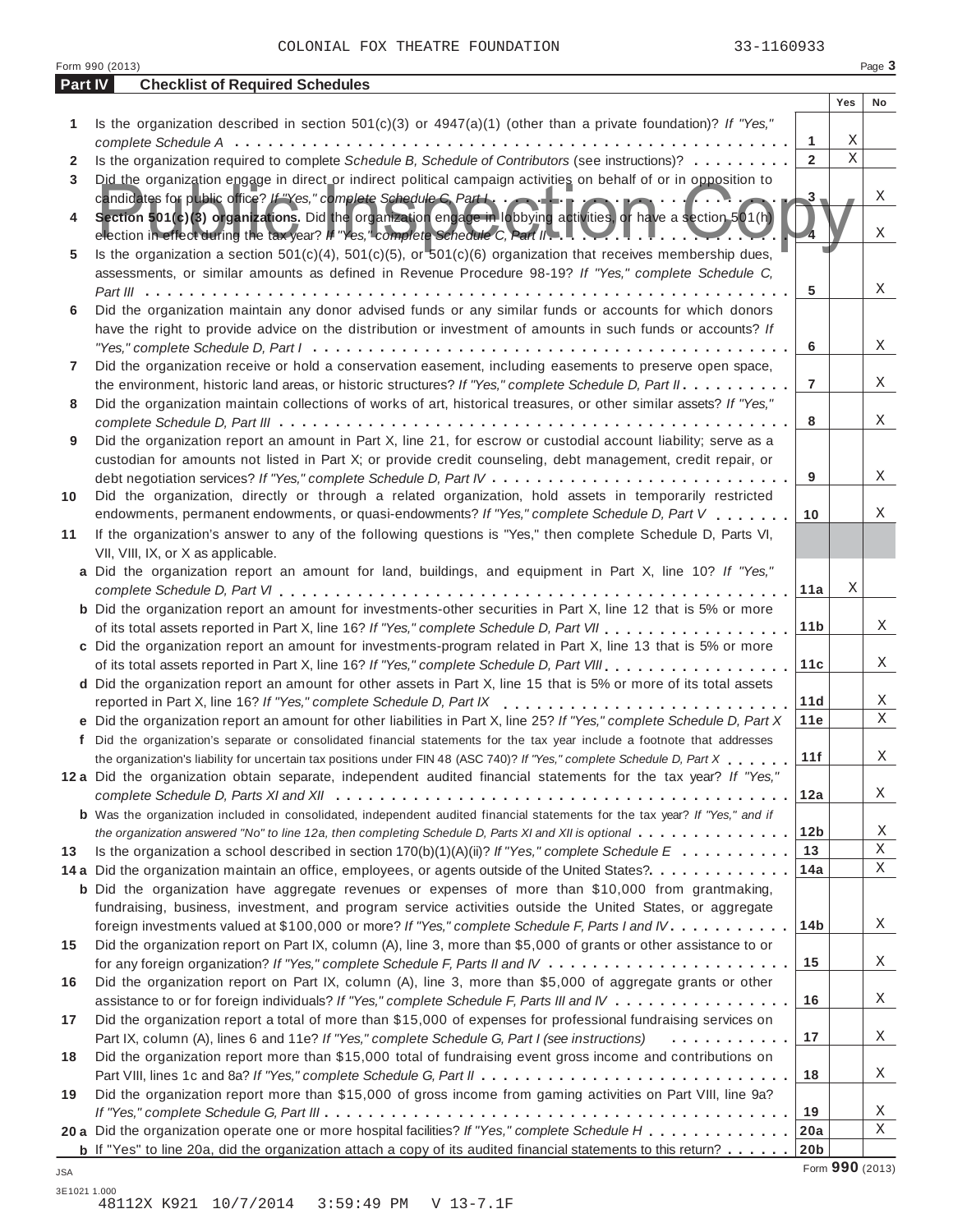COLONIAL FOX THEATRE FOUNDATION 33-1160933

Form 990 (2013)

## Part IV Checklist of Required Schedules

| | | | Yes | No |
|---|---|---|---|---|
| 1 | Is the organization described in section 501(c)(3) or 4947(a)(1) (other than a private foundation)? *If "Yes," complete Schedule A* | 1 | X | |
| 2 | Is the organization required to complete *Schedule B, Schedule of Contributors* (see instructions)? | 2 | X | |
| 3 | Did the organization engage in direct or indirect political campaign activities on behalf of or in opposition to candidates for public office? *If "Yes," complete Schedule C, Part I* | 3 | | X |
| 4 | **Section 501(c)(3) organizations.** Did the organization engage in lobbying activities, or have a section 501(h) election in effect during the tax year? *If "Yes," complete Schedule C, Part II* | 4 | | X |
| 5 | Is the organization a section 501(c)(4), 501(c)(5), or 501(c)(6) organization that receives membership dues, assessments, or similar amounts as defined in Revenue Procedure 98-19? *If "Yes," complete Schedule C, Part III* | 5 | | X |
| 6 | Did the organization maintain any donor advised funds or any similar funds or accounts for which donors have the right to provide advice on the distribution or investment of amounts in such funds or accounts? *If "Yes," complete Schedule D, Part I* | 6 | | X |
| 7 | Did the organization receive or hold a conservation easement, including easements to preserve open space, the environment, historic land areas, or historic structures? *If "Yes," complete Schedule D, Part II* | 7 | | X |
| 8 | Did the organization maintain collections of works of art, historical treasures, or other similar assets? *If "Yes," complete Schedule D, Part III* | 8 | | X |
| 9 | Did the organization report an amount in Part X, line 21, for escrow or custodial account liability; serve as a custodian for amounts not listed in Part X; or provide credit counseling, debt management, credit repair, or debt negotiation services? *If "Yes," complete Schedule D, Part IV* | 9 | | X |
| 10 | Did the organization, directly or through a related organization, hold assets in temporarily restricted endowments, permanent endowments, or quasi-endowments? *If "Yes," complete Schedule D, Part V* | 10 | | X |
| 11 | If the organization's answer to any of the following questions is "Yes," then complete Schedule D, Parts VI, VII, VIII, IX, or X as applicable. | | | |
| a | Did the organization report an amount for land, buildings, and equipment in Part X, line 10? *If "Yes," complete Schedule D, Part VI* | 11a | X | |
| b | Did the organization report an amount for investments-other securities in Part X, line 12 that is 5% or more of its total assets reported in Part X, line 16? *If "Yes," complete Schedule D, Part VII* | 11b | | X |
| c | Did the organization report an amount for investments-program related in Part X, line 13 that is 5% or more of its total assets reported in Part X, line 16? *If "Yes," complete Schedule D, Part VIII* | 11c | | X |
| d | Did the organization report an amount for other assets in Part X, line 15 that is 5% or more of its total assets reported in Part X, line 16? *If "Yes," complete Schedule D, Part IX* | 11d | | X |
| e | Did the organization report an amount for other liabilities in Part X, line 25? *If "Yes," complete Schedule D, Part X* | 11e | | X |
| f | Did the organization's separate or consolidated financial statements for the tax year include a footnote that addresses the organization's liability for uncertain tax positions under FIN 48 (ASC 740)? *If "Yes," complete Schedule D, Part X* | 11f | | X |
| 12a | Did the organization obtain separate, independent audited financial statements for the tax year? *If "Yes," complete Schedule D, Parts XI and XII* | 12a | | X |
| b | Was the organization included in consolidated, independent audited financial statements for the tax year? *If "Yes," and if the organization answered "No" to line 12a, then completing Schedule D, Parts XI and XII is optional* | 12b | | X |
| 13 | Is the organization a school described in section 170(b)(1)(A)(ii)? *If "Yes," complete Schedule E* | 13 | | X |
| 14a | Did the organization maintain an office, employees, or agents outside of the United States? | 14a | | X |
| b | Did the organization have aggregate revenues or expenses of more than $10,000 from grantmaking, fundraising, business, investment, and program service activities outside the United States, or aggregate foreign investments valued at $100,000 or more? *If "Yes," complete Schedule F, Parts I and IV* | 14b | | X |
| 15 | Did the organization report on Part IX, column (A), line 3, more than $5,000 of grants or other assistance to or for any foreign organization? *If "Yes," complete Schedule F, Parts II and IV* | 15 | | X |
| 16 | Did the organization report on Part IX, column (A), line 3, more than $5,000 of aggregate grants or other assistance to or for foreign individuals? *If "Yes," complete Schedule F, Parts III and IV* | 16 | | X |
| 17 | Did the organization report a total of more than $15,000 of expenses for professional fundraising services on Part IX, column (A), lines 6 and 11e? *If "Yes," complete Schedule G, Part I (see instructions)* | 17 | | X |
| 18 | Did the organization report more than $15,000 total of fundraising event gross income and contributions on Part VIII, lines 1c and 8a? *If "Yes," complete Schedule G, Part II* | 18 | | X |
| 19 | Did the organization report more than $15,000 of gross income from gaming activities on Part VIII, line 9a? *If "Yes," complete Schedule G, Part III* | 19 | | X |
| 20a | Did the organization operate one or more hospital facilities? *If "Yes," complete Schedule H* | 20a | | X |
| b | If "Yes" to line 20a, did the organization attach a copy of its audited financial statements to this return? | 20b | | |

Form **990** (2013)

JSA
3E1021 1.000
48112X K921 10/7/2014 3:59:49 PM V 13-7.1F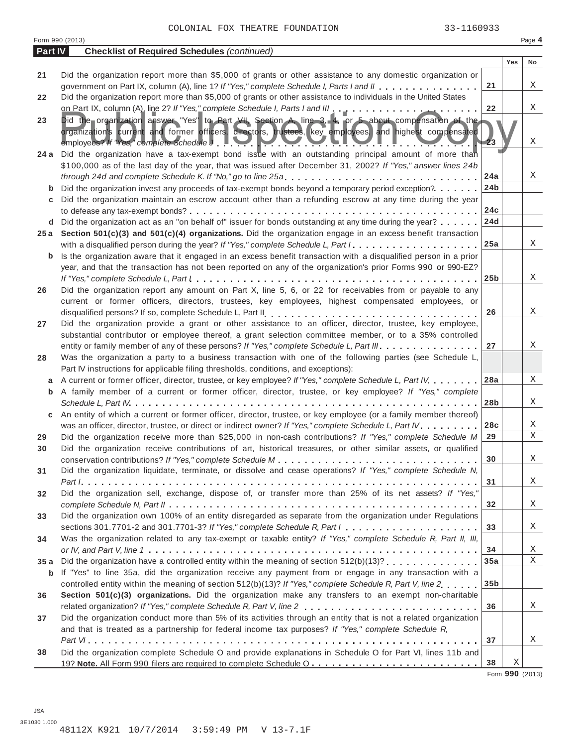COLONIAL FOX THEATRE FOUNDATION 33-1160933

Form 990 (2013) Page **4**

## Part IV Checklist of Required Schedules *(continued)*

| | | | Yes | No |
|---|---|---|---|---|
| 21 | Did the organization report more than $5,000 of grants or other assistance to any domestic organization or government on Part IX, column (A), line 1? *If "Yes," complete Schedule I, Parts I and II* | 21 | | X |
| 22 | Did the organization report more than $5,000 of grants or other assistance to individuals in the United States on Part IX, column (A), line 2? *If "Yes," complete Schedule I, Parts I and III* | 22 | | X |
| 23 | Did the organization answer "Yes" to Part VII, Section A, line 3, 4, or 5 about compensation of the organization's current and former officers, directors, trustees, key employees, and highest compensated employees? *If "Yes," complete Schedule J* | 23 | | X |
| 24 a | Did the organization have a tax-exempt bond issue with an outstanding principal amount of more than $100,000 as of the last day of the year, that was issued after December 31, 2002? *If "Yes," answer lines 24b through 24d and complete Schedule K. If "No," go to line 25a* | 24a | | X |
| b | Did the organization invest any proceeds of tax-exempt bonds beyond a temporary period exception? | 24b | | |
| c | Did the organization maintain an escrow account other than a refunding escrow at any time during the year to defease any tax-exempt bonds? | 24c | | |
| d | Did the organization act as an "on behalf of" issuer for bonds outstanding at any time during the year? | 24d | | |
| 25 a | **Section 501(c)(3) and 501(c)(4) organizations.** Did the organization engage in an excess benefit transaction with a disqualified person during the year? *If "Yes," complete Schedule L, Part I* | 25a | | X |
| b | Is the organization aware that it engaged in an excess benefit transaction with a disqualified person in a prior year, and that the transaction has not been reported on any of the organization's prior Forms 990 or 990-EZ? *If "Yes," complete Schedule L, Part I* | 25b | | X |
| 26 | Did the organization report any amount on Part X, line 5, 6, or 22 for receivables from or payable to any current or former officers, directors, trustees, key employees, highest compensated employees, or disqualified persons? If so, complete Schedule L, Part II | 26 | | X |
| 27 | Did the organization provide a grant or other assistance to an officer, director, trustee, key employee, substantial contributor or employee thereof, a grant selection committee member, or to a 35% controlled entity or family member of any of these persons? *If "Yes," complete Schedule L, Part III* | 27 | | X |
| 28 | Was the organization a party to a business transaction with one of the following parties (see Schedule L, Part IV instructions for applicable filing thresholds, conditions, and exceptions): | | | |
| a | A current or former officer, director, trustee, or key employee? *If "Yes," complete Schedule L, Part IV* | 28a | | X |
| b | A family member of a current or former officer, director, trustee, or key employee? *If "Yes," complete Schedule L, Part IV* | 28b | | X |
| c | An entity of which a current or former officer, director, trustee, or key employee (or a family member thereof) was an officer, director, trustee, or direct or indirect owner? *If "Yes," complete Schedule L, Part IV* | 28c | | X |
| 29 | Did the organization receive more than $25,000 in non-cash contributions? *If "Yes," complete Schedule M* | 29 | | X |
| 30 | Did the organization receive contributions of art, historical treasures, or other similar assets, or qualified conservation contributions? *If "Yes," complete Schedule M* | 30 | | X |
| 31 | Did the organization liquidate, terminate, or dissolve and cease operations? *If "Yes," complete Schedule N, Part I* | 31 | | X |
| 32 | Did the organization sell, exchange, dispose of, or transfer more than 25% of its net assets? *If "Yes," complete Schedule N, Part II* | 32 | | X |
| 33 | Did the organization own 100% of an entity disregarded as separate from the organization under Regulations sections 301.7701-2 and 301.7701-3? *If "Yes," complete Schedule R, Part I* | 33 | | X |
| 34 | Was the organization related to any tax-exempt or taxable entity? *If "Yes," complete Schedule R, Part II, III, or IV, and Part V, line 1* | 34 | | X |
| 35 a | Did the organization have a controlled entity within the meaning of section 512(b)(13)? | 35a | | X |
| b | If "Yes" to line 35a, did the organization receive any payment from or engage in any transaction with a controlled entity within the meaning of section 512(b)(13)? *If "Yes," complete Schedule R, Part V, line 2* | 35b | | |
| 36 | **Section 501(c)(3) organizations.** Did the organization make any transfers to an exempt non-charitable related organization? *If "Yes," complete Schedule R, Part V, line 2* | 36 | | X |
| 37 | Did the organization conduct more than 5% of its activities through an entity that is not a related organization and that is treated as a partnership for federal income tax purposes? *If "Yes," complete Schedule R, Part VI* | 37 | | X |
| 38 | Did the organization complete Schedule O and provide explanations in Schedule O for Part VI, lines 11b and 19? **Note.** All Form 990 filers are required to complete Schedule O | 38 | X | |

Form **990** (2013)

JSA
3E1030 1.000
48112X K921 10/7/2014 3:59:49 PM V 13-7.1F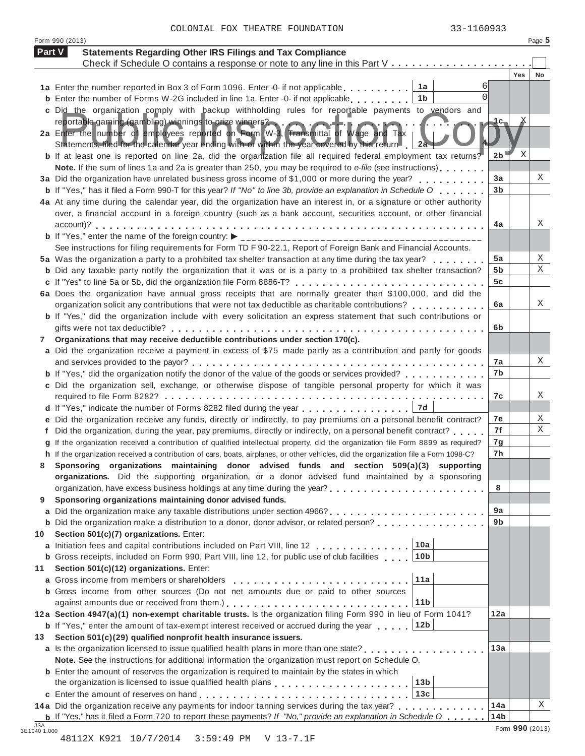COLONIAL FOX THEATRE FOUNDATION 33-1160933

Form 990 (2013) Page 5

## Part V Statements Regarding Other IRS Filings and Tax Compliance

Check if Schedule O contains a response or note to any line in this Part V . . . . . . . . . . . . . . . . . . . . . ☐

| | | | | Yes | No |
|---|---|---|---|---|---|
| **1a** | Enter the number reported in Box 3 of Form 1096. Enter -0- if not applicable | 1a | 6 | | |
| **b** | Enter the number of Forms W-2G included in line 1a. Enter -0- if not applicable | 1b | 0 | | |
| **c** | Did the organization comply with backup withholding rules for reportable payments to vendors and reportable gaming (gambling) winnings to prize winners? | | 1c | X | |
| **2a** | Enter the number of employees reported on Form W-3, Transmittal of Wage and Tax Statements, filed for the calendar year ending with or within the year covered by this return | 2a | 4 | | |
| **b** | If at least one is reported on line 2a, did the organization file all required federal employment tax returns? | | 2b | X | |
| | **Note.** If the sum of lines 1a and 2a is greater than 250, you may be required to *e-file* (see instructions) | | | | |
| **3a** | Did the organization have unrelated business gross income of $1,000 or more during the year? | | 3a | | X |
| **b** | If "Yes," has it filed a Form 990-T for this year? *If "No" to line 3b, provide an explanation in Schedule O* | | 3b | | |
| **4a** | At any time during the calendar year, did the organization have an interest in, or a signature or other authority over, a financial account in a foreign country (such as a bank account, securities account, or other financial account)? | | 4a | | X |
| **b** | If "Yes," enter the name of the foreign country: ▶ | | | | |
| | See instructions for filing requirements for Form TD F 90-22.1, Report of Foreign Bank and Financial Accounts. | | | | |
| **5a** | Was the organization a party to a prohibited tax shelter transaction at any time during the tax year? | | 5a | | X |
| **b** | Did any taxable party notify the organization that it was or is a party to a prohibited tax shelter transaction? | | 5b | | X |
| **c** | If "Yes" to line 5a or 5b, did the organization file Form 8886-T? | | 5c | | |
| **6a** | Does the organization have annual gross receipts that are normally greater than $100,000, and did the organization solicit any contributions that were not tax deductible as charitable contributions? | | 6a | | X |
| **b** | If "Yes," did the organization include with every solicitation an express statement that such contributions or gifts were not tax deductible? | | 6b | | |
| **7** | **Organizations that may receive deductible contributions under section 170(c).** | | | | |
| **a** | Did the organization receive a payment in excess of $75 made partly as a contribution and partly for goods and services provided to the payor? | | 7a | | X |
| **b** | If "Yes," did the organization notify the donor of the value of the goods or services provided? | | 7b | | |
| **c** | Did the organization sell, exchange, or otherwise dispose of tangible personal property for which it was required to file Form 8282? | | 7c | | X |
| **d** | If "Yes," indicate the number of Forms 8282 filed during the year | 7d | | | |
| **e** | Did the organization receive any funds, directly or indirectly, to pay premiums on a personal benefit contract? | | 7e | | X |
| **f** | Did the organization, during the year, pay premiums, directly or indirectly, on a personal benefit contract? | | 7f | | X |
| **g** | If the organization received a contribution of qualified intellectual property, did the organization file Form 8899 as required? | | 7g | | |
| **h** | If the organization received a contribution of cars, boats, airplanes, or other vehicles, did the organization file a Form 1098-C? | | 7h | | |
| **8** | **Sponsoring organizations maintaining donor advised funds and section 509(a)(3) supporting organizations.** Did the supporting organization, or a donor advised fund maintained by a sponsoring organization, have excess business holdings at any time during the year? | | 8 | | |
| **9** | **Sponsoring organizations maintaining donor advised funds.** | | | | |
| **a** | Did the organization make any taxable distributions under section 4966? | | 9a | | |
| **b** | Did the organization make a distribution to a donor, donor advisor, or related person? | | 9b | | |
| **10** | **Section 501(c)(7) organizations.** Enter: | | | | |
| **a** | Initiation fees and capital contributions included on Part VIII, line 12 | 10a | | | |
| **b** | Gross receipts, included on Form 990, Part VIII, line 12, for public use of club facilities | 10b | | | |
| **11** | **Section 501(c)(12) organizations.** Enter: | | | | |
| **a** | Gross income from members or shareholders | 11a | | | |
| **b** | Gross income from other sources (Do not net amounts due or paid to other sources against amounts due or received from them.) | 11b | | | |
| **12a** | **Section 4947(a)(1) non-exempt charitable trusts.** Is the organization filing Form 990 in lieu of Form 1041? | | 12a | | |
| **b** | If "Yes," enter the amount of tax-exempt interest received or accrued during the year | 12b | | | |
| **13** | **Section 501(c)(29) qualified nonprofit health insurance issuers.** | | | | |
| **a** | Is the organization licensed to issue qualified health plans in more than one state? | | 13a | | |
| | **Note.** See the instructions for additional information the organization must report on Schedule O. | | | | |
| **b** | Enter the amount of reserves the organization is required to maintain by the states in which the organization is licensed to issue qualified health plans | 13b | | | |
| **c** | Enter the amount of reserves on hand | 13c | | | |
| **14a** | Did the organization receive any payments for indoor tanning services during the tax year? | | 14a | | X |
| **b** | If "Yes," has it filed a Form 720 to report these payments? *If "No," provide an explanation in Schedule O* | | 14b | | |

JSA 3E1040 1.000

Form **990** (2013)

48112X K921 10/7/2014 3:59:49 PM V 13-7.1F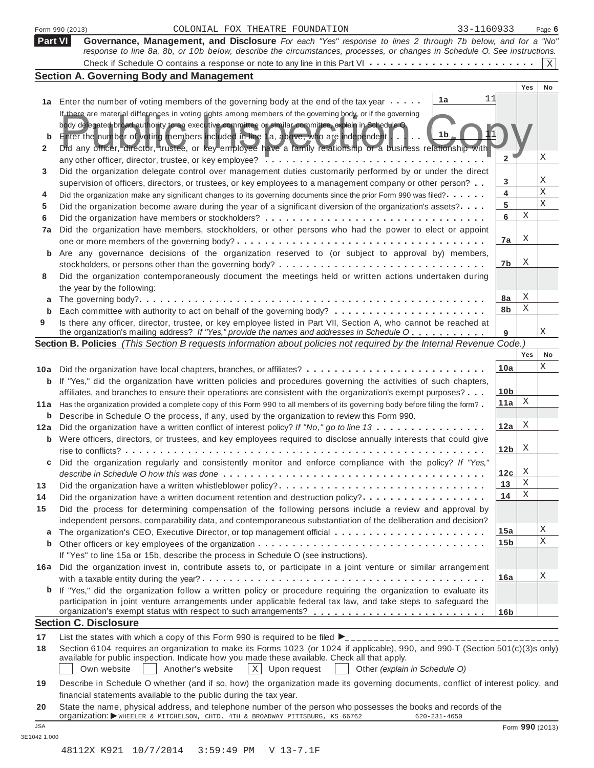Form 990 (2013) COLONIAL FOX THEATRE FOUNDATION 33-1160933

## Part VI Governance, Management, and Disclosure

*For each "Yes" response to lines 2 through 7b below, and for a "No" response to line 8a, 8b, or 10b below, describe the circumstances, processes, or changes in Schedule O. See instructions.*

Check if Schedule O contains a response or note to any line in this Part VI . . . . . . . . . . . . . . . . . . . . . . . . [X]

### Section A. Governing Body and Management

| | | | | Yes | No |
|---|---|---|---|---|---|
| 1a | Enter the number of voting members of the governing body at the end of the tax year . . . . . (1a: 11) If there are material differences in voting rights among members of the governing body, or if the governing body delegated broad authority to an executive committee or similar committee, explain in Schedule O. | | | | |
| b | Enter the number of voting members included in line 1a, above, who are independent . . . . . (1b: 11) | | | | |
| 2 | Did any officer, director, trustee, or key employee have a family relationship or a business relationship with any other officer, director, trustee, or key employee? | 2 | | | X |
| 3 | Did the organization delegate control over management duties customarily performed by or under the direct supervision of officers, directors, or trustees, or key employees to a management company or other person? | 3 | | | X |
| 4 | Did the organization make any significant changes to its governing documents since the prior Form 990 was filed? | 4 | | | X |
| 5 | Did the organization become aware during the year of a significant diversion of the organization's assets? | 5 | | | X |
| 6 | Did the organization have members or stockholders? | 6 | | X | |
| 7a | Did the organization have members, stockholders, or other persons who had the power to elect or appoint one or more members of the governing body? | 7a | | X | |
| b | Are any governance decisions of the organization reserved to (or subject to approval by) members, stockholders, or persons other than the governing body? | 7b | | X | |
| 8 | Did the organization contemporaneously document the meetings held or written actions undertaken during the year by the following: | | | | |
| a | The governing body? | 8a | | X | |
| b | Each committee with authority to act on behalf of the governing body? | 8b | | X | |
| 9 | Is there any officer, director, trustee, or key employee listed in Part VII, Section A, who cannot be reached at the organization's mailing address? *If "Yes," provide the names and addresses in Schedule O* | 9 | | | X |

### Section B. Policies *(This Section B requests information about policies not required by the Internal Revenue Code.)*

| | | | Yes | No |
|---|---|---|---|---|
| 10a | Did the organization have local chapters, branches, or affiliates? | 10a | | X |
| b | If "Yes," did the organization have written policies and procedures governing the activities of such chapters, affiliates, and branches to ensure their operations are consistent with the organization's exempt purposes? | 10b | | |
| 11a | Has the organization provided a complete copy of this Form 990 to all members of its governing body before filing the form? | 11a | X | |
| b | Describe in Schedule O the process, if any, used by the organization to review this Form 990. | | | |
| 12a | Did the organization have a written conflict of interest policy? *If "No," go to line 13* | 12a | X | |
| b | Were officers, directors, or trustees, and key employees required to disclose annually interests that could give rise to conflicts? | 12b | X | |
| c | Did the organization regularly and consistently monitor and enforce compliance with the policy? *If "Yes," describe in Schedule O how this was done* | 12c | X | |
| 13 | Did the organization have a written whistleblower policy? | 13 | X | |
| 14 | Did the organization have a written document retention and destruction policy? | 14 | X | |
| 15 | Did the process for determining compensation of the following persons include a review and approval by independent persons, comparability data, and contemporaneous substantiation of the deliberation and decision? | | | |
| a | The organization's CEO, Executive Director, or top management official | 15a | | X |
| b | Other officers or key employees of the organization | 15b | | X |
| | If "Yes" to line 15a or 15b, describe the process in Schedule O (see instructions). | | | |
| 16a | Did the organization invest in, contribute assets to, or participate in a joint venture or similar arrangement with a taxable entity during the year? | 16a | | X |
| b | If "Yes," did the organization follow a written policy or procedure requiring the organization to evaluate its participation in joint venture arrangements under applicable federal tax law, and take steps to safeguard the organization's exempt status with respect to such arrangements? | 16b | | |

### Section C. Disclosure

17 List the states with which a copy of this Form 990 is required to be filed ▶ ____________________

18 Section 6104 requires an organization to make its Forms 1023 (or 1024 if applicable), 990, and 990-T (Section 501(c)(3)s only) available for public inspection. Indicate how you made these available. Check all that apply.

[ ] Own website [ ] Another's website [X] Upon request [ ] Other *(explain in Schedule O)*

19 Describe in Schedule O whether (and if so, how) the organization made its governing documents, conflict of interest policy, and financial statements available to the public during the tax year.

20 State the name, physical address, and telephone number of the person who possesses the books and records of the organization: ▶ WHEELER & MITCHELSON, CHTD. 4TH & BROADWAY PITTSBURG, KS 66762 620-231-4650

JSA 3E1042 1.000 Form **990** (2013)

48112X K921 10/7/2014 3:59:49 PM V 13-7.1F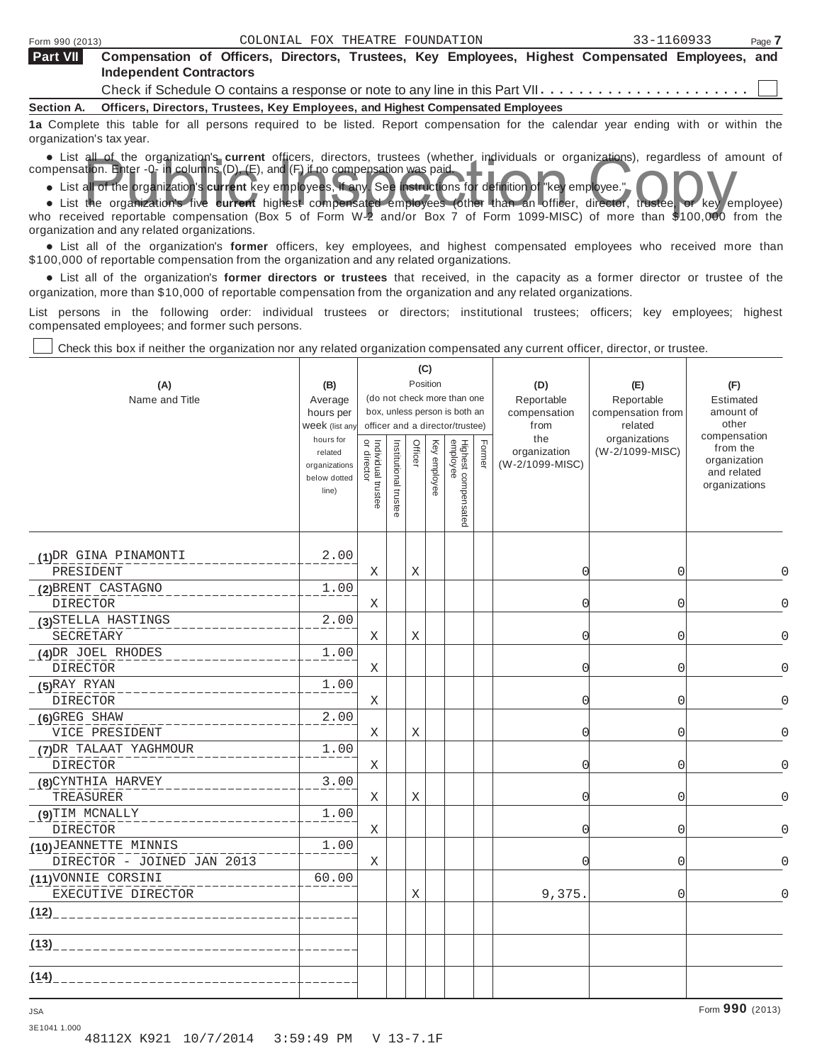**Part VII** **Compensation of Officers, Directors, Trustees, Key Employees, Highest Compensated Employees, and Independent Contractors**

Check if Schedule O contains a response or note to any line in this Part VII . . . . . . . . . . . . . . . . . . . . . . ☐

**Section A. Officers, Directors, Trustees, Key Employees, and Highest Compensated Employees**

**1a** Complete this table for all persons required to be listed. Report compensation for the calendar year ending with or within the organization's tax year.

- List all of the organization's **current** officers, directors, trustees (whether individuals or organizations), regardless of amount of compensation. Enter -0- in columns (D), (E), and (F) if no compensation was paid.
- List all of the organization's **current** key employees, if any. See instructions for definition of "key employee."
- List the organization's five **current** highest compensated employees (other than an officer, director, trustee, or key employee) who received reportable compensation (Box 5 of Form W-2 and/or Box 7 of Form 1099-MISC) of more than $100,000 from the organization and any related organizations.
- List all of the organization's **former** officers, key employees, and highest compensated employees who received more than $100,000 of reportable compensation from the organization and any related organizations.
- List all of the organization's **former directors or trustees** that received, in the capacity as a former director or trustee of the organization, more than $10,000 of reportable compensation from the organization and any related organizations.

List persons in the following order: individual trustees or directors; institutional trustees; officers; key employees; highest compensated employees; and former such persons.

☐ Check this box if neither the organization nor any related organization compensated any current officer, director, or trustee.

| (A) Name and Title | (B) Average hours per week (list any hours for related organizations below dotted line) | (C) Position (do not check more than one box, unless person is both an officer and a director/trustee) | | | | | | (D) Reportable compensation from the organization (W-2/1099-MISC) | (E) Reportable compensation from related organizations (W-2/1099-MISC) | (F) Estimated amount of other compensation from the organization and related organizations |
|---|---|---|---|---|---|---|---|---|---|---|
| | | Individual trustee or director | Institutional trustee | Officer | Key employee | Highest compensated employee | Former | | | |
| (1) DR GINA PINAMONTI<br>PRESIDENT | 2.00 | X | | X | | | | 0 | 0 | 0 |
| (2) BRENT CASTAGNO<br>DIRECTOR | 1.00 | X | | | | | | 0 | 0 | 0 |
| (3) STELLA HASTINGS<br>SECRETARY | 2.00 | X | | X | | | | 0 | 0 | 0 |
| (4) DR JOEL RHODES<br>DIRECTOR | 1.00 | X | | | | | | 0 | 0 | 0 |
| (5) RAY RYAN<br>DIRECTOR | 1.00 | X | | | | | | 0 | 0 | 0 |
| (6) GREG SHAW<br>VICE PRESIDENT | 2.00 | X | | X | | | | 0 | 0 | 0 |
| (7) DR TALAAT YAGHMOUR<br>DIRECTOR | 1.00 | X | | | | | | 0 | 0 | 0 |
| (8) CYNTHIA HARVEY<br>TREASURER | 3.00 | X | | X | | | | 0 | 0 | 0 |
| (9) TIM MCNALLY<br>DIRECTOR | 1.00 | X | | | | | | 0 | 0 | 0 |
| (10) JEANNETTE MINNIS<br>DIRECTOR - JOINED JAN 2013 | 1.00 | X | | | | | | 0 | 0 | 0 |
| (11) VONNIE CORSINI<br>EXECUTIVE DIRECTOR | 60.00 | | | X | | | | 9,375. | 0 | 0 |
| (12) | | | | | | | | | | |
| (13) | | | | | | | | | | |
| (14) | | | | | | | | | | |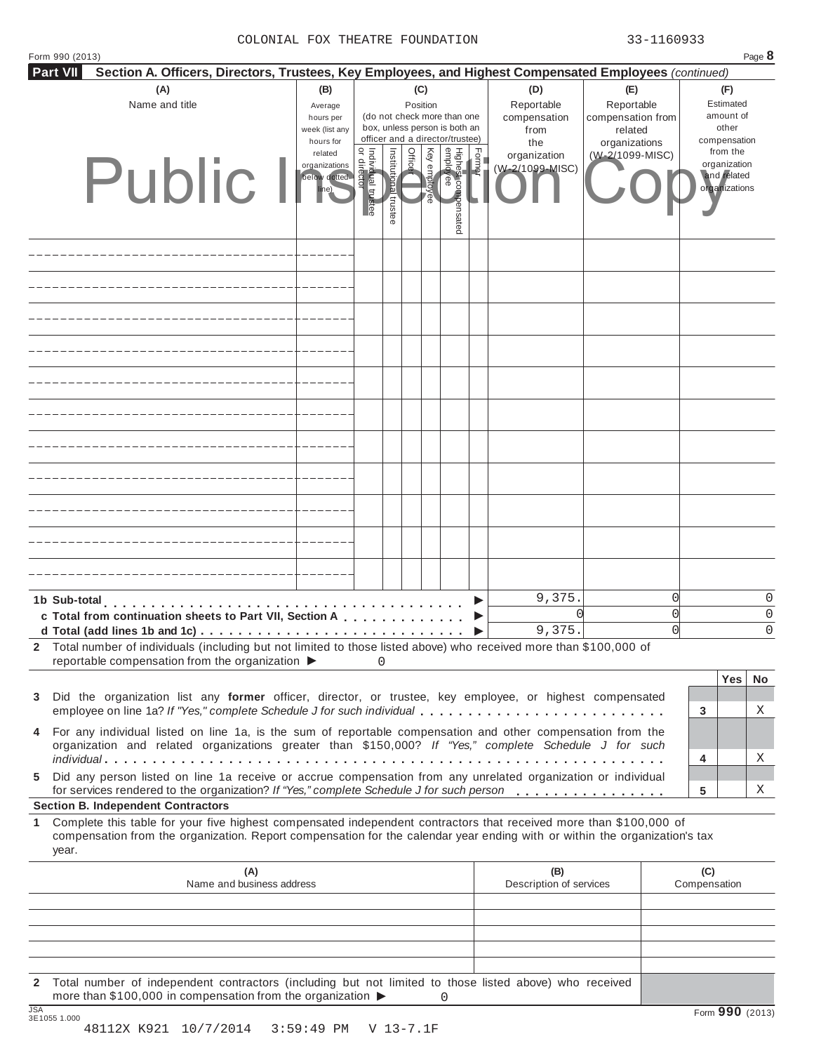COLONIAL FOX THEATRE FOUNDATION 33-1160933

Form 990 (2013) Page **8**

**Part VII** **Section A. Officers, Directors, Trustees, Key Employees, and Highest Compensated Employees** *(continued)*

Public Inspection Copy

| (A) Name and title | (B) Average hours per week (list any hours for related organizations below dotted line) | (C) Position (do not check more than one box, unless person is both an officer and a director/trustee): Individual trustee or director | Institutional trustee | Officer | Key employee | Highest compensated employee | Former | (D) Reportable compensation from the organization (W-2/1099-MISC) | (E) Reportable compensation from related organizations (W-2/1099-MISC) | (F) Estimated amount of other compensation from the organization and related organizations |
|---|---|---|---|---|---|---|---|---|---|---|
| | | | | | | | | | | |
| | | | | | | | | | | |
| | | | | | | | | | | |
| | | | | | | | | | | |
| | | | | | | | | | | |
| | | | | | | | | | | |
| | | | | | | | | | | |
| | | | | | | | | | | |
| | | | | | | | | | | |
| | | | | | | | | | | |
| | | | | | | | | | | |
| **1b Sub-total** | | | | | | | ▶ | 9,375. | 0 | 0 |
| **c Total from continuation sheets to Part VII, Section A** | | | | | | | ▶ | 0 | 0 | 0 |
| **d Total (add lines 1b and 1c)** | | | | | | | ▶ | 9,375. | 0 | 0 |

**2** Total number of individuals (including but not limited to those listed above) who received more than $100,000 of reportable compensation from the organization ▶ 0

| | | Yes | No |
|---|---|---|---|
| **3** Did the organization list any **former** officer, director, or trustee, key employee, or highest compensated employee on line 1a? *If "Yes," complete Schedule J for such individual* | **3** | | X |
| **4** For any individual listed on line 1a, is the sum of reportable compensation and other compensation from the organization and related organizations greater than $150,000? *If "Yes," complete Schedule J for such individual* | **4** | | X |
| **5** Did any person listed on line 1a receive or accrue compensation from any unrelated organization or individual for services rendered to the organization? *If "Yes," complete Schedule J for such person* | **5** | | X |

**Section B. Independent Contractors**

**1** Complete this table for your five highest compensated independent contractors that received more than $100,000 of compensation from the organization. Report compensation for the calendar year ending with or within the organization's tax year.

| (A) Name and business address | (B) Description of services | (C) Compensation |
|---|---|---|
| | | |
| | | |
| | | |
| | | |
| | | |

**2** Total number of independent contractors (including but not limited to those listed above) who received more than $100,000 in compensation from the organization ▶ 0

Form **990** (2013)

JSA 3E1055 1.000

48112X K921 10/7/2014 3:59:49 PM V 13-7.1F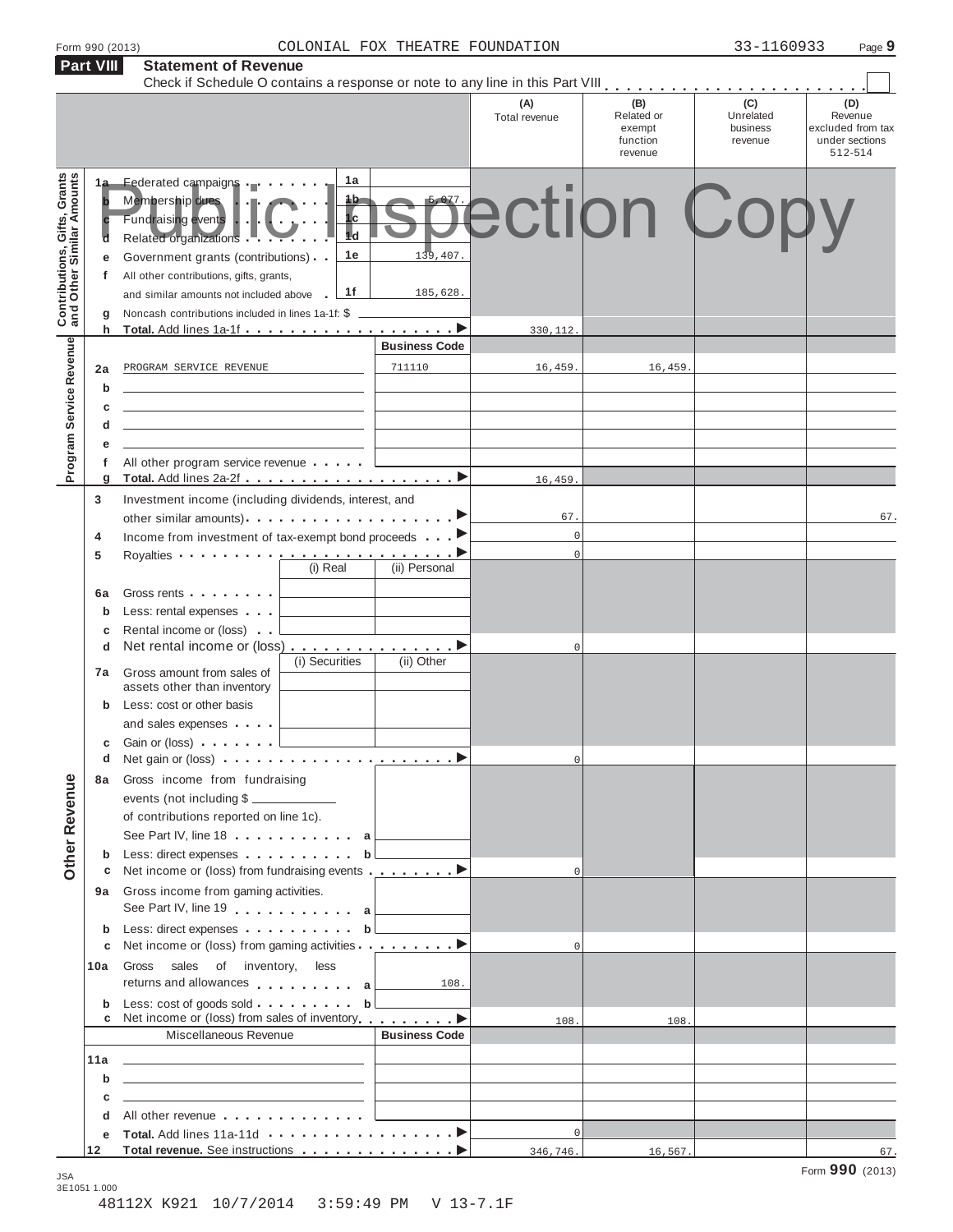Form 990 (2013) COLONIAL FOX THEATRE FOUNDATION 33-1160933

## Part VIII Statement of Revenue

Check if Schedule O contains a response or note to any line in this Part VIII

Public Inspection Copy

| | | | | (A) Total revenue | (B) Related or exempt function revenue | (C) Unrelated business revenue | (D) Revenue excluded from tax under sections 512-514 |
|---|---|---|---|---|---|---|---|
| **Contributions, Gifts, Grants and Other Similar Amounts** | 1a Federated campaigns | 1a | | | | | |
| | b Membership dues | 1b | 5,077. | | | | |
| | c Fundraising events | 1c | | | | | |
| | d Related organizations | 1d | | | | | |
| | e Government grants (contributions) | 1e | 139,407. | | | | |
| | f All other contributions, gifts, grants, and similar amounts not included above | 1f | 185,628. | | | | |
| | g Noncash contributions included in lines 1a-1f: $ | | | | | | |
| | h **Total.** Add lines 1a-1f | | | 330,112. | | | |
| **Program Service Revenue** | | | Business Code | | | | |
| | 2a PROGRAM SERVICE REVENUE | | 711110 | 16,459. | 16,459. | | |
| | b | | | | | | |
| | c | | | | | | |
| | d | | | | | | |
| | e | | | | | | |
| | f All other program service revenue | | | | | | |
| | g **Total.** Add lines 2a-2f | | | 16,459. | | | |
| **Other Revenue** | 3 Investment income (including dividends, interest, and other similar amounts) | | | 67. | | | 67. |
| | 4 Income from investment of tax-exempt bond proceeds | | | 0 | | | |
| | 5 Royalties | | | 0 | | | |
| | | (i) Real | (ii) Personal | | | | |
| | 6a Gross rents | | | | | | |
| | b Less: rental expenses | | | | | | |
| | c Rental income or (loss) | | | | | | |
| | d Net rental income or (loss) | | | 0 | | | |
| | | (i) Securities | (ii) Other | | | | |
| | 7a Gross amount from sales of assets other than inventory | | | | | | |
| | b Less: cost or other basis and sales expenses | | | | | | |
| | c Gain or (loss) | | | | | | |
| | d Net gain or (loss) | | | 0 | | | |
| | 8a Gross income from fundraising events (not including $ ______ of contributions reported on line 1c). See Part IV, line 18 | a | | | | | |
| | b Less: direct expenses | b | | | | | |
| | c Net income or (loss) from fundraising events | | | 0 | | | |
| | 9a Gross income from gaming activities. See Part IV, line 19 | a | | | | | |
| | b Less: direct expenses | b | | | | | |
| | c Net income or (loss) from gaming activities | | | 0 | | | |
| | 10a Gross sales of inventory, less returns and allowances | a | 108. | | | | |
| | b Less: cost of goods sold | b | | | | | |
| | c Net income or (loss) from sales of inventory | | | 108. | 108. | | |
| | Miscellaneous Revenue | | Business Code | | | | |
| | 11a | | | | | | |
| | b | | | | | | |
| | c | | | | | | |
| | d All other revenue | | | | | | |
| | e **Total.** Add lines 11a-11d | | | 0 | | | |
| | 12 **Total revenue.** See instructions | | | 346,746. | 16,567. | | 67. |

Form **990** (2013)

JSA 3E1051 1.000

48112X K921 10/7/2014 3:59:49 PM V 13-7.1F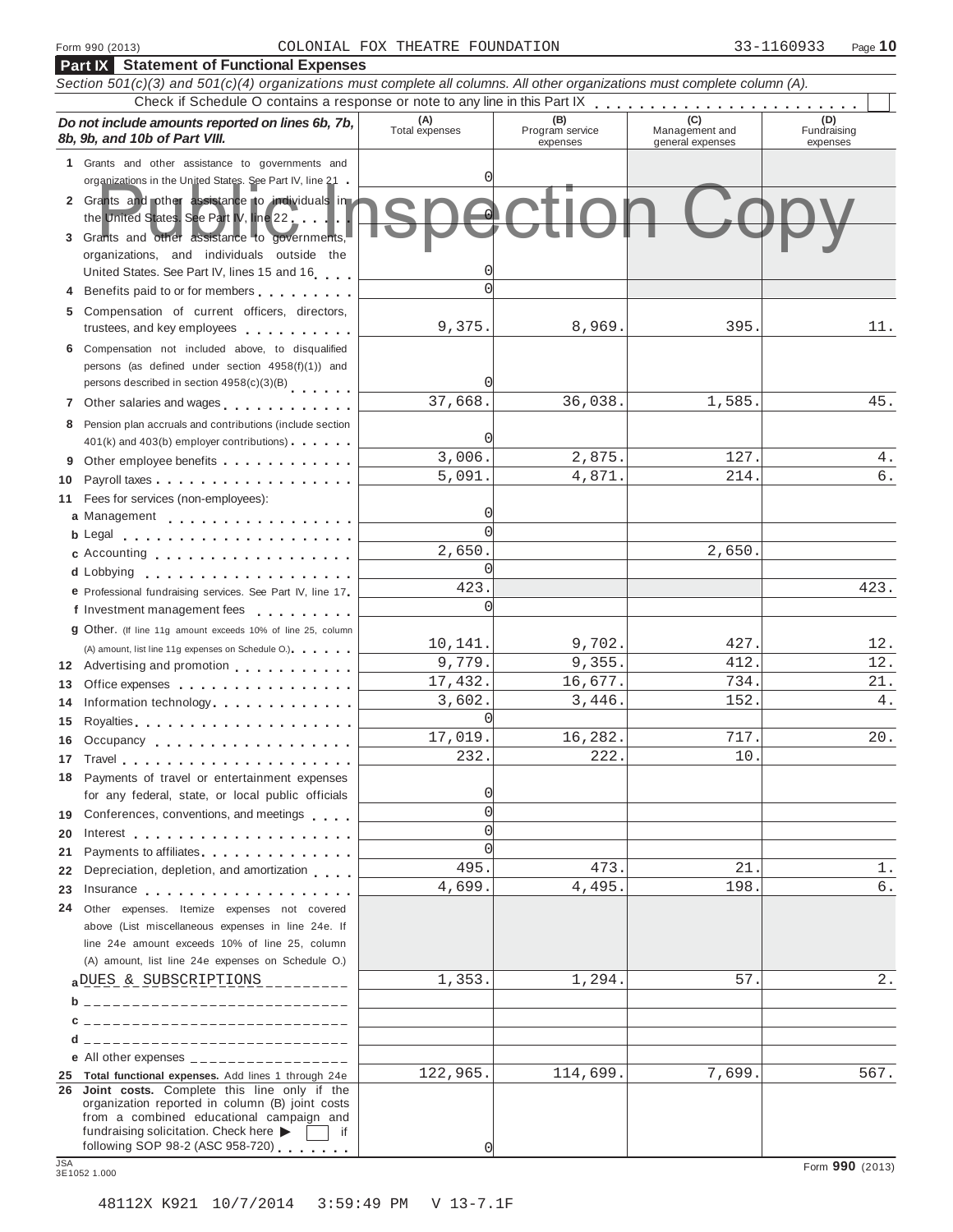Form 990 (2013) COLONIAL FOX THEATRE FOUNDATION 33-1160933

## Part IX Statement of Functional Expenses

*Section 501(c)(3) and 501(c)(4) organizations must complete all columns. All other organizations must complete column (A).*

Check if Schedule O contains a response or note to any line in this Part IX

Public Inspection Copy

| ***Do not include amounts reported on lines 6b, 7b, 8b, 9b, and 10b of Part VIII.*** | (A) Total expenses | (B) Program service expenses | (C) Management and general expenses | (D) Fundraising expenses |
|---|---|---|---|---|
| 1 Grants and other assistance to governments and organizations in the United States. See Part IV, line 21 | 0 | | | |
| 2 Grants and other assistance to individuals in the United States. See Part IV, line 22 | 0 | | | |
| 3 Grants and other assistance to governments, organizations, and individuals outside the United States. See Part IV, lines 15 and 16 | 0 | | | |
| 4 Benefits paid to or for members | 0 | | | |
| 5 Compensation of current officers, directors, trustees, and key employees | 9,375. | 8,969. | 395. | 11. |
| 6 Compensation not included above, to disqualified persons (as defined under section 4958(f)(1)) and persons described in section 4958(c)(3)(B) | 0 | | | |
| 7 Other salaries and wages | 37,668. | 36,038. | 1,585. | 45. |
| 8 Pension plan accruals and contributions (include section 401(k) and 403(b) employer contributions) | 0 | | | |
| 9 Other employee benefits | 3,006. | 2,875. | 127. | 4. |
| 10 Payroll taxes | 5,091. | 4,871. | 214. | 6. |
| 11 Fees for services (non-employees): | | | | |
| a Management | 0 | | | |
| b Legal | 0 | | | |
| c Accounting | 2,650. | | 2,650. | |
| d Lobbying | 0 | | | |
| e Professional fundraising services. See Part IV, line 17 | 423. | | | 423. |
| f Investment management fees | 0 | | | |
| g Other. (If line 11g amount exceeds 10% of line 25, column (A) amount, list line 11g expenses on Schedule O.) | 10,141. | 9,702. | 427. | 12. |
| 12 Advertising and promotion | 9,779. | 9,355. | 412. | 12. |
| 13 Office expenses | 17,432. | 16,677. | 734. | 21. |
| 14 Information technology | 3,602. | 3,446. | 152. | 4. |
| 15 Royalties | 0 | | | |
| 16 Occupancy | 17,019. | 16,282. | 717. | 20. |
| 17 Travel | 232. | 222. | 10. | |
| 18 Payments of travel or entertainment expenses for any federal, state, or local public officials | 0 | | | |
| 19 Conferences, conventions, and meetings | 0 | | | |
| 20 Interest | 0 | | | |
| 21 Payments to affiliates | 0 | | | |
| 22 Depreciation, depletion, and amortization | 495. | 473. | 21. | 1. |
| 23 Insurance | 4,699. | 4,495. | 198. | 6. |
| 24 Other expenses. Itemize expenses not covered above (List miscellaneous expenses in line 24e. If line 24e amount exceeds 10% of line 25, column (A) amount, list line 24e expenses on Schedule O.) | | | | |
| a DUES & SUBSCRIPTIONS | 1,353. | 1,294. | 57. | 2. |
| b | | | | |
| c | | | | |
| d | | | | |
| e All other expenses | | | | |
| 25 **Total functional expenses.** Add lines 1 through 24e | 122,965. | 114,699. | 7,699. | 567. |
| 26 **Joint costs.** Complete this line only if the organization reported in column (B) joint costs from a combined educational campaign and fundraising solicitation. Check here ▶ ☐ if following SOP 98-2 (ASC 958-720) | 0 | | | |

JSA 3E1052 1.000

Form **990** (2013)

48112X K921 10/7/2014 3:59:49 PM V 13-7.1F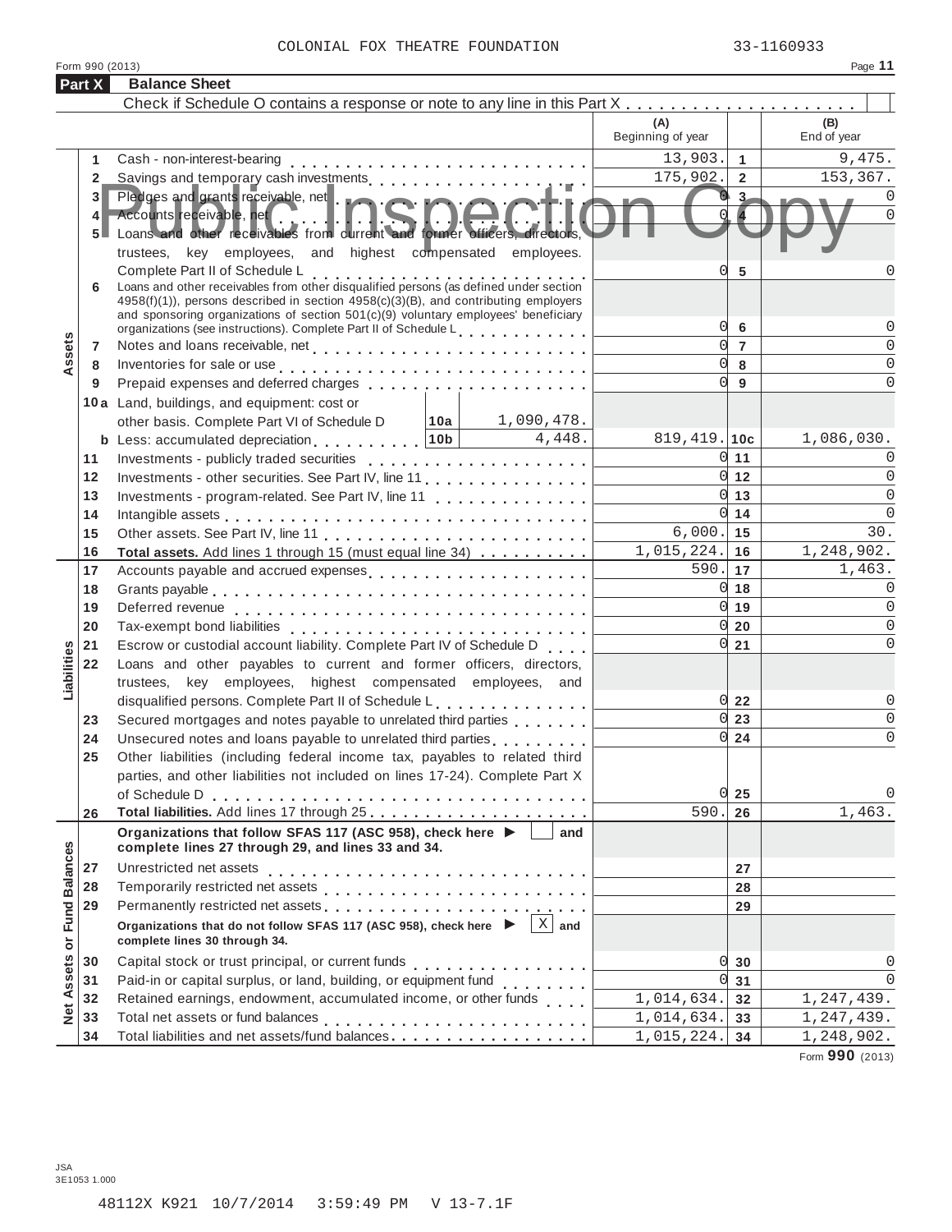COLONIAL FOX THEATRE FOUNDATION 33-1160933

Form 990 (2013)

## Part X Balance Sheet

Check if Schedule O contains a response or note to any line in this Part X

Public Inspection Copy

| | Line | Description | | (A) Beginning of year | | (B) End of year |
|---|---|---|---|---|---|---|
| Assets | 1 | Cash - non-interest-bearing | | 13,903. | 1 | 9,475. |
| | 2 | Savings and temporary cash investments | | 175,902. | 2 | 153,367. |
| | 3 | Pledges and grants receivable, net | | 0 | 3 | 0 |
| | 4 | Accounts receivable, net | | 0 | 4 | 0 |
| | 5 | Loans and other receivables from current and former officers, directors, trustees, key employees, and highest compensated employees. Complete Part II of Schedule L | | 0 | 5 | 0 |
| | 6 | Loans and other receivables from other disqualified persons (as defined under section 4958(f)(1)), persons described in section 4958(c)(3)(B), and contributing employers and sponsoring organizations of section 501(c)(9) voluntary employees' beneficiary organizations (see instructions). Complete Part II of Schedule L | | 0 | 6 | 0 |
| | 7 | Notes and loans receivable, net | | 0 | 7 | 0 |
| | 8 | Inventories for sale or use | | 0 | 8 | 0 |
| | 9 | Prepaid expenses and deferred charges | | 0 | 9 | 0 |
| | 10a | Land, buildings, and equipment: cost or other basis. Complete Part VI of Schedule D | 10a 1,090,478. | | | |
| | b | Less: accumulated depreciation | 10b 4,448. | 819,419. | 10c | 1,086,030. |
| | 11 | Investments - publicly traded securities | | 0 | 11 | 0 |
| | 12 | Investments - other securities. See Part IV, line 11 | | 0 | 12 | 0 |
| | 13 | Investments - program-related. See Part IV, line 11 | | 0 | 13 | 0 |
| | 14 | Intangible assets | | 0 | 14 | 0 |
| | 15 | Other assets. See Part IV, line 11 | | 6,000. | 15 | 30. |
| | 16 | **Total assets.** Add lines 1 through 15 (must equal line 34) | | 1,015,224. | 16 | 1,248,902. |
| Liabilities | 17 | Accounts payable and accrued expenses | | 590. | 17 | 1,463. |
| | 18 | Grants payable | | 0 | 18 | 0 |
| | 19 | Deferred revenue | | 0 | 19 | 0 |
| | 20 | Tax-exempt bond liabilities | | 0 | 20 | 0 |
| | 21 | Escrow or custodial account liability. Complete Part IV of Schedule D | | 0 | 21 | 0 |
| | 22 | Loans and other payables to current and former officers, directors, trustees, key employees, highest compensated employees, and disqualified persons. Complete Part II of Schedule L | | 0 | 22 | 0 |
| | 23 | Secured mortgages and notes payable to unrelated third parties | | 0 | 23 | 0 |
| | 24 | Unsecured notes and loans payable to unrelated third parties | | 0 | 24 | 0 |
| | 25 | Other liabilities (including federal income tax, payables to related third parties, and other liabilities not included on lines 17-24). Complete Part X of Schedule D | | 0 | 25 | 0 |
| | 26 | **Total liabilities.** Add lines 17 through 25 | | 590. | 26 | 1,463. |
| Net Assets or Fund Balances | | **Organizations that follow SFAS 117 (ASC 958), check here ▶ [ ] and complete lines 27 through 29, and lines 33 and 34.** | | | | |
| | 27 | Unrestricted net assets | | | 27 | |
| | 28 | Temporarily restricted net assets | | | 28 | |
| | 29 | Permanently restricted net assets | | | 29 | |
| | | **Organizations that do not follow SFAS 117 (ASC 958), check here ▶ [X] and complete lines 30 through 34.** | | | | |
| | 30 | Capital stock or trust principal, or current funds | | 0 | 30 | 0 |
| | 31 | Paid-in or capital surplus, or land, building, or equipment fund | | 0 | 31 | 0 |
| | 32 | Retained earnings, endowment, accumulated income, or other funds | | 1,014,634. | 32 | 1,247,439. |
| | 33 | Total net assets or fund balances | | 1,014,634. | 33 | 1,247,439. |
| | 34 | Total liabilities and net assets/fund balances | | 1,015,224. | 34 | 1,248,902. |

Form **990** (2013)

JSA
3E1053 1.000

48112X K921 10/7/2014 3:59:49 PM V 13-7.1F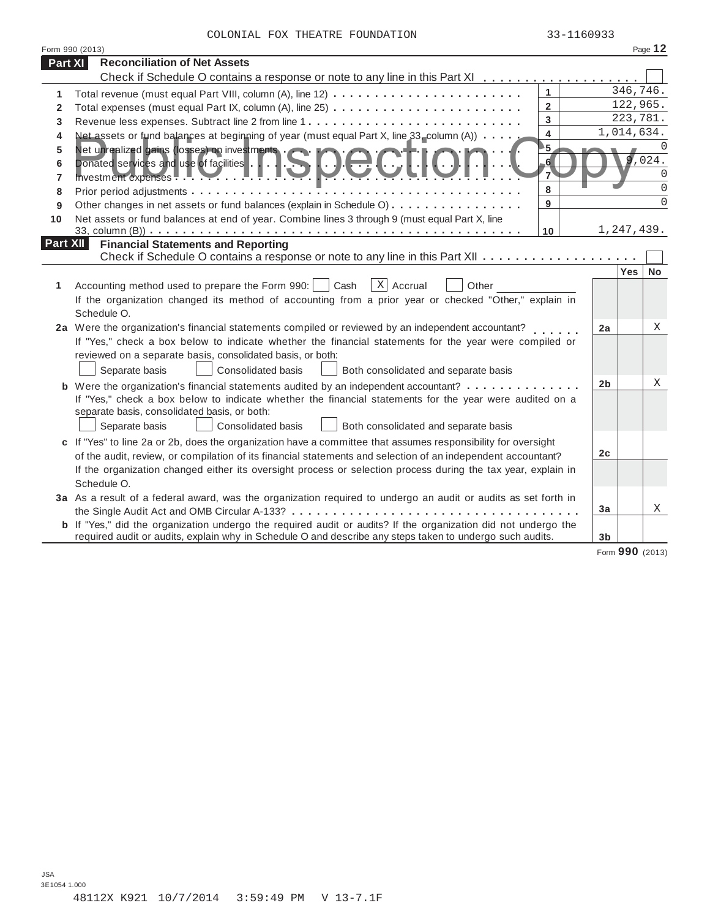COLONIAL FOX THEATRE FOUNDATION 33-1160933

Form 990 (2013)

## Part XI Reconciliation of Net Assets

Check if Schedule O contains a response or note to any line in this Part XI . . . . . . . . . . . . . . . . . . . ☐

| | | | |
|---|---|---|---|
| 1 | Total revenue (must equal Part VIII, column (A), line 12) | 1 | 346,746. |
| 2 | Total expenses (must equal Part IX, column (A), line 25) | 2 | 122,965. |
| 3 | Revenue less expenses. Subtract line 2 from line 1 | 3 | 223,781. |
| 4 | Net assets or fund balances at beginning of year (must equal Part X, line 33, column (A)) | 4 | 1,014,634. |
| 5 | Net unrealized gains (losses) on investments | 5 | 0 |
| 6 | Donated services and use of facilities | 6 | 9,024. |
| 7 | Investment expenses | 7 | 0 |
| 8 | Prior period adjustments | 8 | 0 |
| 9 | Other changes in net assets or fund balances (explain in Schedule O) | 9 | 0 |
| 10 | Net assets or fund balances at end of year. Combine lines 3 through 9 (must equal Part X, line 33, column (B)) | 10 | 1,247,439. |

## Part XII Financial Statements and Reporting

Check if Schedule O contains a response or note to any line in this Part XII . . . . . . . . . . . . . . . . . . . ☐

| | | | Yes | No |
|---|---|---|---|---|
| 1 | Accounting method used to prepare the Form 990: ☐ Cash ☒ Accrual ☐ Other ________ <br>If the organization changed its method of accounting from a prior year or checked "Other," explain in Schedule O. | | | |
| 2a | Were the organization's financial statements compiled or reviewed by an independent accountant? | 2a | | X |
| | If "Yes," check a box below to indicate whether the financial statements for the year were compiled or reviewed on a separate basis, consolidated basis, or both:<br>☐ Separate basis ☐ Consolidated basis ☐ Both consolidated and separate basis | | | |
| b | Were the organization's financial statements audited by an independent accountant? | 2b | | X |
| | If "Yes," check a box below to indicate whether the financial statements for the year were audited on a separate basis, consolidated basis, or both:<br>☐ Separate basis ☐ Consolidated basis ☐ Both consolidated and separate basis | | | |
| c | If "Yes" to line 2a or 2b, does the organization have a committee that assumes responsibility for oversight of the audit, review, or compilation of its financial statements and selection of an independent accountant? | 2c | | |
| | If the organization changed either its oversight process or selection process during the tax year, explain in Schedule O. | | | |
| 3a | As a result of a federal award, was the organization required to undergo an audit or audits as set forth in the Single Audit Act and OMB Circular A-133? | 3a | | X |
| b | If "Yes," did the organization undergo the required audit or audits? If the organization did not undergo the required audit or audits, explain why in Schedule O and describe any steps taken to undergo such audits. | 3b | | |

Form **990** (2013)

JSA
3E1054 1.000

48112X K921 10/7/2014 3:59:49 PM V 13-7.1F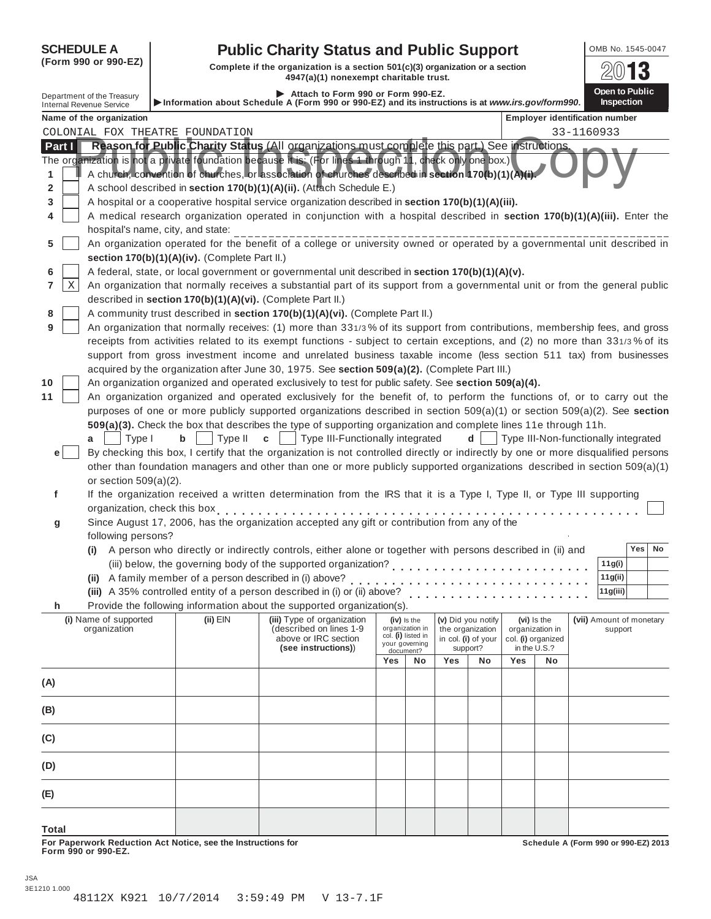**SCHEDULE A (Form 990 or 990-EZ)**

# Public Charity Status and Public Support

**Complete if the organization is a section 501(c)(3) organization or a section 4947(a)(1) nonexempt charitable trust.**

▶ Attach to Form 990 or Form 990-EZ.

▶Information about Schedule A (Form 990 or 990-EZ) and its instructions is at *www.irs.gov/form990*.

Department of the Treasury
Internal Revenue Service

OMB No. 1545-0047

2013

Open to Public Inspection

Public Inspection Copy

**Name of the organization**
COLONIAL FOX THEATRE FOUNDATION

**Employer identification number**
33-1160933

**Part I** **Reason for Public Charity Status** (All organizations must complete this part.) See instructions.

The organization is not a private foundation because it is: (For lines 1 through 11, check only one box.)

1 [ ] A church, convention of churches, or association of churches described in **section 170(b)(1)(A)(i).**

2 [ ] A school described in **section 170(b)(1)(A)(ii).** (Attach Schedule E.)

3 [ ] A hospital or a cooperative hospital service organization described in **section 170(b)(1)(A)(iii).**

4 [ ] A medical research organization operated in conjunction with a hospital described in **section 170(b)(1)(A)(iii).** Enter the hospital's name, city, and state: ____________________

5 [ ] An organization operated for the benefit of a college or university owned or operated by a governmental unit described in **section 170(b)(1)(A)(iv).** (Complete Part II.)

6 [ ] A federal, state, or local government or governmental unit described in **section 170(b)(1)(A)(v).**

7 [X] An organization that normally receives a substantial part of its support from a governmental unit or from the general public described in **section 170(b)(1)(A)(vi).** (Complete Part II.)

8 [ ] A community trust described in **section 170(b)(1)(A)(vi).** (Complete Part II.)

9 [ ] An organization that normally receives: (1) more than 33 1/3 % of its support from contributions, membership fees, and gross receipts from activities related to its exempt functions - subject to certain exceptions, and (2) no more than 33 1/3 % of its support from gross investment income and unrelated business taxable income (less section 511 tax) from businesses acquired by the organization after June 30, 1975. See **section 509(a)(2).** (Complete Part III.)

10 [ ] An organization organized and operated exclusively to test for public safety. See **section 509(a)(4).**

11 [ ] An organization organized and operated exclusively for the benefit of, to perform the functions of, or to carry out the purposes of one or more publicly supported organizations described in section 509(a)(1) or section 509(a)(2). See **section 509(a)(3).** Check the box that describes the type of supporting organization and complete lines 11e through 11h.

**a** [ ] Type I **b** [ ] Type II **c** [ ] Type III-Functionally integrated **d** [ ] Type III-Non-functionally integrated

**e** [ ] By checking this box, I certify that the organization is not controlled directly or indirectly by one or more disqualified persons other than foundation managers and other than one or more publicly supported organizations described in section 509(a)(1) or section 509(a)(2).

**f** If the organization received a written determination from the IRS that it is a Type I, Type II, or Type III supporting organization, check this box . . . . . [ ]

**g** Since August 17, 2006, has the organization accepted any gift or contribution from any of the following persons?

| | | Yes | No |
|---|---|---|---|
| **(i)** A person who directly or indirectly controls, either alone or together with persons described in (ii) and (iii) below, the governing body of the supported organization? | 11g(i) | | |
| **(ii)** A family member of a person described in (i) above? | 11g(ii) | | |
| **(iii)** A 35% controlled entity of a person described in (i) or (ii) above? | 11g(iii) | | |

**h** Provide the following information about the supported organization(s).

| (i) Name of supported organization | (ii) EIN | (iii) Type of organization (described on lines 1-9 above or IRC section **(see instructions)**) | (iv) Is the organization in col. (i) listed in your governing document? | | (v) Did you notify the organization in col. (i) of your support? | | (vi) Is the organization in col. (i) organized in the U.S.? | | (vii) Amount of monetary support |
|---|---|---|---|---|---|---|---|---|---|
| | | | Yes | No | Yes | No | Yes | No | |
| (A) | | | | | | | | | |
| (B) | | | | | | | | | |
| (C) | | | | | | | | | |
| (D) | | | | | | | | | |
| (E) | | | | | | | | | |
| **Total** | | | | | | | | | |

**For Paperwork Reduction Act Notice, see the Instructions for Form 990 or 990-EZ.**

**Schedule A (Form 990 or 990-EZ) 2013**

JSA
3E1210 1.000

48112X K921 10/7/2014 3:59:49 PM V 13-7.1F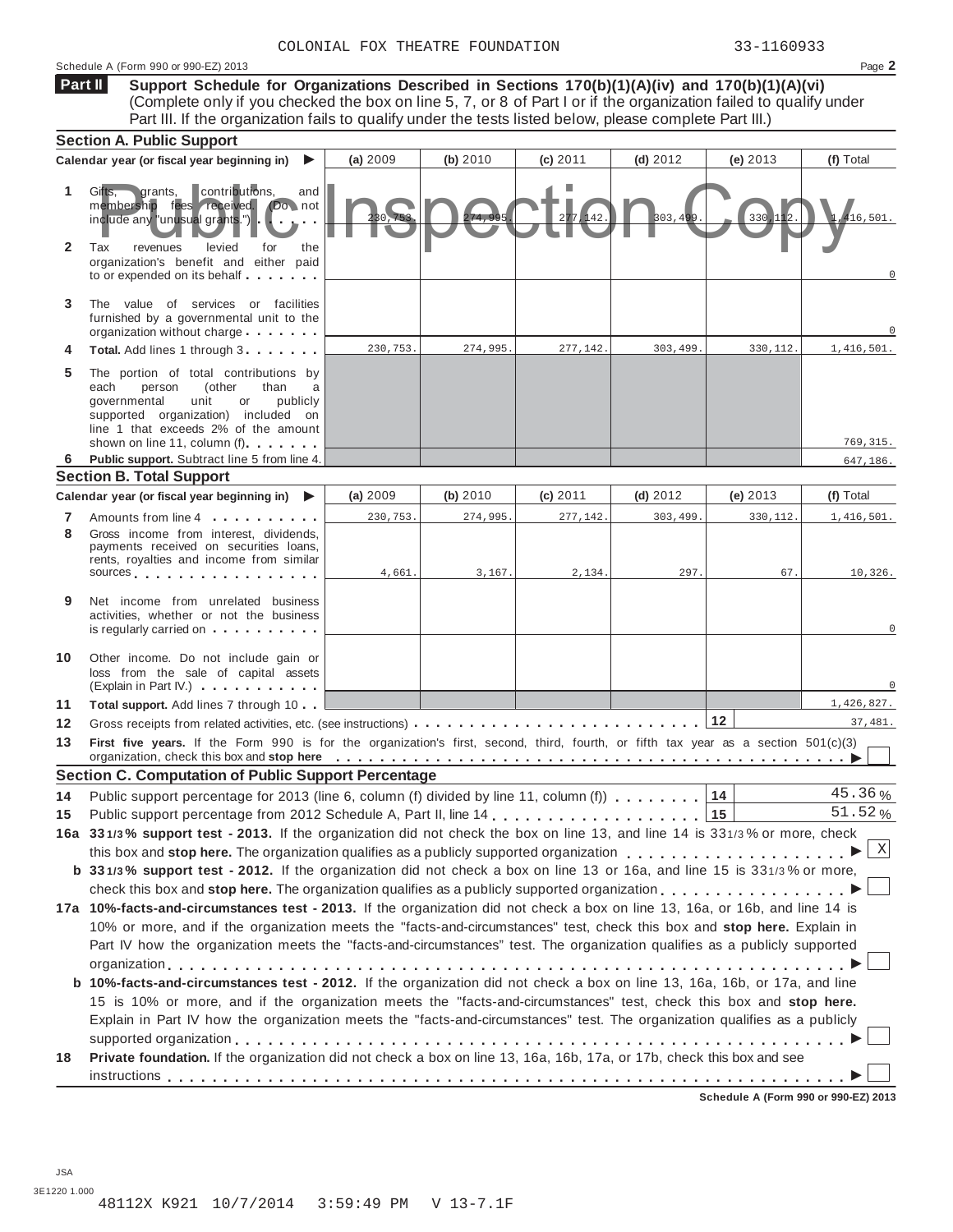COLONIAL FOX THEATRE FOUNDATION 33-1160933

Schedule A (Form 990 or 990-EZ) 2013

**Part II** **Support Schedule for Organizations Described in Sections 170(b)(1)(A)(iv) and 170(b)(1)(A)(vi)** (Complete only if you checked the box on line 5, 7, or 8 of Part I or if the organization failed to qualify under Part III. If the organization fails to qualify under the tests listed below, please complete Part III.)

## Section A. Public Support

| | Calendar year (or fiscal year beginning in) ▶ | (a) 2009 | (b) 2010 | (c) 2011 | (d) 2012 | (e) 2013 | (f) Total |
|---|---|---|---|---|---|---|---|
| 1 | Gifts, grants, contributions, and membership fees received. (Do not include any "unusual grants.") | 230,753. | 274,995. | 277,142. | 303,499. | 330,112. | 1,416,501. |
| 2 | Tax revenues levied for the organization's benefit and either paid to or expended on its behalf | | | | | | 0 |
| 3 | The value of services or facilities furnished by a governmental unit to the organization without charge | | | | | | 0 |
| 4 | **Total.** Add lines 1 through 3 | 230,753. | 274,995. | 277,142. | 303,499. | 330,112. | 1,416,501. |
| 5 | The portion of total contributions by each person (other than a governmental unit or publicly supported organization) included on line 1 that exceeds 2% of the amount shown on line 11, column (f) | | | | | | 769,315. |
| 6 | **Public support.** Subtract line 5 from line 4. | | | | | | 647,186. |

## Section B. Total Support

| | Calendar year (or fiscal year beginning in) ▶ | (a) 2009 | (b) 2010 | (c) 2011 | (d) 2012 | (e) 2013 | (f) Total |
|---|---|---|---|---|---|---|---|
| 7 | Amounts from line 4 | 230,753. | 274,995. | 277,142. | 303,499. | 330,112. | 1,416,501. |
| 8 | Gross income from interest, dividends, payments received on securities loans, rents, royalties and income from similar sources | 4,661. | 3,167. | 2,134. | 297. | 67. | 10,326. |
| 9 | Net income from unrelated business activities, whether or not the business is regularly carried on | | | | | | 0 |
| 10 | Other income. Do not include gain or loss from the sale of capital assets (Explain in Part IV.) | | | | | | 0 |
| 11 | **Total support.** Add lines 7 through 10 | | | | | | 1,426,827. |

**12** Gross receipts from related activities, etc. (see instructions) **12** 37,481.

**13** **First five years.** If the Form 990 is for the organization's first, second, third, fourth, or fifth tax year as a section 501(c)(3) organization, check this box and **stop here** ▶ ☐

## Section C. Computation of Public Support Percentage

**14** Public support percentage for 2013 (line 6, column (f) divided by line 11, column (f)) **14** 45.36 %

**15** Public support percentage from 2012 Schedule A, Part II, line 14 **15** 51.52 %

**16a** **33 1/3% support test - 2013.** If the organization did not check the box on line 13, and line 14 is 33 1/3% or more, check this box and **stop here.** The organization qualifies as a publicly supported organization ▶ ☒

**b** **33 1/3% support test - 2012.** If the organization did not check a box on line 13 or 16a, and line 15 is 33 1/3% or more, check this box and **stop here.** The organization qualifies as a publicly supported organization ▶ ☐

**17a** **10%-facts-and-circumstances test - 2013.** If the organization did not check a box on line 13, 16a, or 16b, and line 14 is 10% or more, and if the organization meets the "facts-and-circumstances" test, check this box and **stop here.** Explain in Part IV how the organization meets the "facts-and-circumstances" test. The organization qualifies as a publicly supported organization ▶ ☐

**b** **10%-facts-and-circumstances test - 2012.** If the organization did not check a box on line 13, 16a, 16b, or 17a, and line 15 is 10% or more, and if the organization meets the "facts-and-circumstances" test, check this box and **stop here.** Explain in Part IV how the organization meets the "facts-and-circumstances" test. The organization qualifies as a publicly supported organization ▶ ☐

**18** **Private foundation.** If the organization did not check a box on line 13, 16a, 16b, 17a, or 17b, check this box and see instructions ▶ ☐

**Schedule A (Form 990 or 990-EZ) 2013**

JSA
3E1220 1.000
48112X K921 10/7/2014 3:59:49 PM V 13-7.1F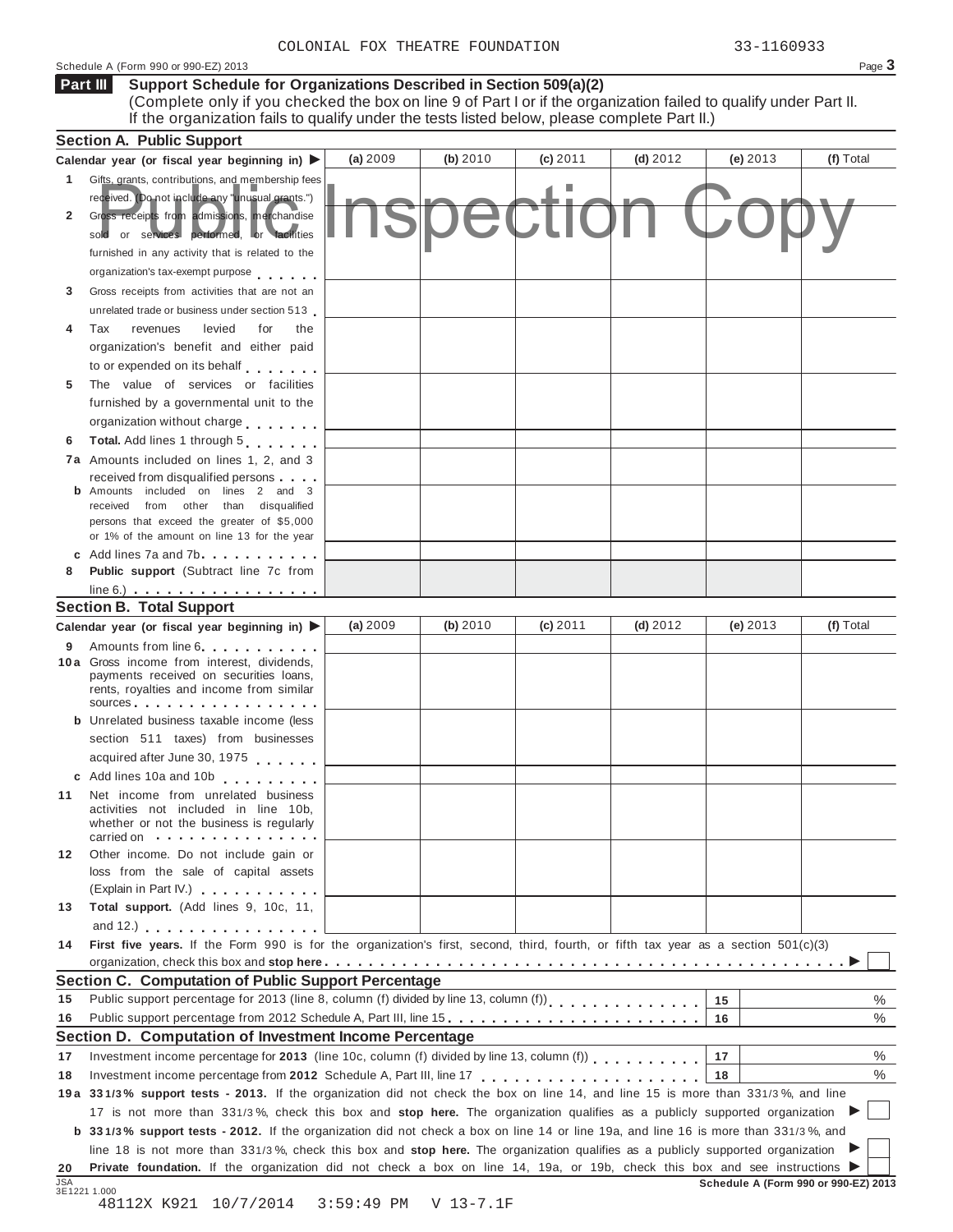COLONIAL FOX THEATRE FOUNDATION 33-1160933

Schedule A (Form 990 or 990-EZ) 2013

## Part III Support Schedule for Organizations Described in Section 509(a)(2)

(Complete only if you checked the box on line 9 of Part I or if the organization failed to qualify under Part II. If the organization fails to qualify under the tests listed below, please complete Part II.)

Public Inspection Copy

### Section A. Public Support

| Calendar year (or fiscal year beginning in) ▶ | (a) 2009 | (b) 2010 | (c) 2011 | (d) 2012 | (e) 2013 | (f) Total |
|---|---|---|---|---|---|---|
| 1 Gifts, grants, contributions, and membership fees received. (Do not include any "unusual grants.") | | | | | | |
| 2 Gross receipts from admissions, merchandise sold or services performed, or facilities furnished in any activity that is related to the organization's tax-exempt purpose | | | | | | |
| 3 Gross receipts from activities that are not an unrelated trade or business under section 513 | | | | | | |
| 4 Tax revenues levied for the organization's benefit and either paid to or expended on its behalf | | | | | | |
| 5 The value of services or facilities furnished by a governmental unit to the organization without charge | | | | | | |
| 6 **Total.** Add lines 1 through 5 | | | | | | |
| 7a Amounts included on lines 1, 2, and 3 received from disqualified persons | | | | | | |
| b Amounts included on lines 2 and 3 received from other than disqualified persons that exceed the greater of $5,000 or 1% of the amount on line 13 for the year | | | | | | |
| c Add lines 7a and 7b | | | | | | |
| 8 **Public support** (Subtract line 7c from line 6.) | | | | | | |

### Section B. Total Support

| Calendar year (or fiscal year beginning in) ▶ | (a) 2009 | (b) 2010 | (c) 2011 | (d) 2012 | (e) 2013 | (f) Total |
|---|---|---|---|---|---|---|
| 9 Amounts from line 6 | | | | | | |
| 10a Gross income from interest, dividends, payments received on securities loans, rents, royalties and income from similar sources | | | | | | |
| b Unrelated business taxable income (less section 511 taxes) from businesses acquired after June 30, 1975 | | | | | | |
| c Add lines 10a and 10b | | | | | | |
| 11 Net income from unrelated business activities not included in line 10b, whether or not the business is regularly carried on | | | | | | |
| 12 Other income. Do not include gain or loss from the sale of capital assets (Explain in Part IV.) | | | | | | |
| 13 **Total support.** (Add lines 9, 10c, 11, and 12.) | | | | | | |

14 **First five years.** If the Form 990 is for the organization's first, second, third, fourth, or fifth tax year as a section 501(c)(3) organization, check this box and **stop here** ▶ ☐

### Section C. Computation of Public Support Percentage

| | | | |
|---|---|---|---|
| 15 | Public support percentage for 2013 (line 8, column (f) divided by line 13, column (f)) | 15 | % |
| 16 | Public support percentage from 2012 Schedule A, Part III, line 15 | 16 | % |

### Section D. Computation of Investment Income Percentage

| | | | |
|---|---|---|---|
| 17 | Investment income percentage for **2013** (line 10c, column (f) divided by line 13, column (f)) | 17 | % |
| 18 | Investment income percentage from **2012** Schedule A, Part III, line 17 | 18 | % |

19a **33 1/3% support tests - 2013.** If the organization did not check the box on line 14, and line 15 is more than 33 1/3%, and line 17 is not more than 33 1/3%, check this box and **stop here.** The organization qualifies as a publicly supported organization ▶ ☐

b **33 1/3% support tests - 2012.** If the organization did not check a box on line 14 or line 19a, and line 16 is more than 33 1/3%, and line 18 is not more than 33 1/3%, check this box and **stop here.** The organization qualifies as a publicly supported organization ▶ ☐

20 **Private foundation.** If the organization did not check a box on line 14, 19a, or 19b, check this box and see instructions ▶ ☐

Schedule A (Form 990 or 990-EZ) 2013

JSA 3E1221 1.000

48112X K921 10/7/2014 3:59:49 PM V 13-7.1F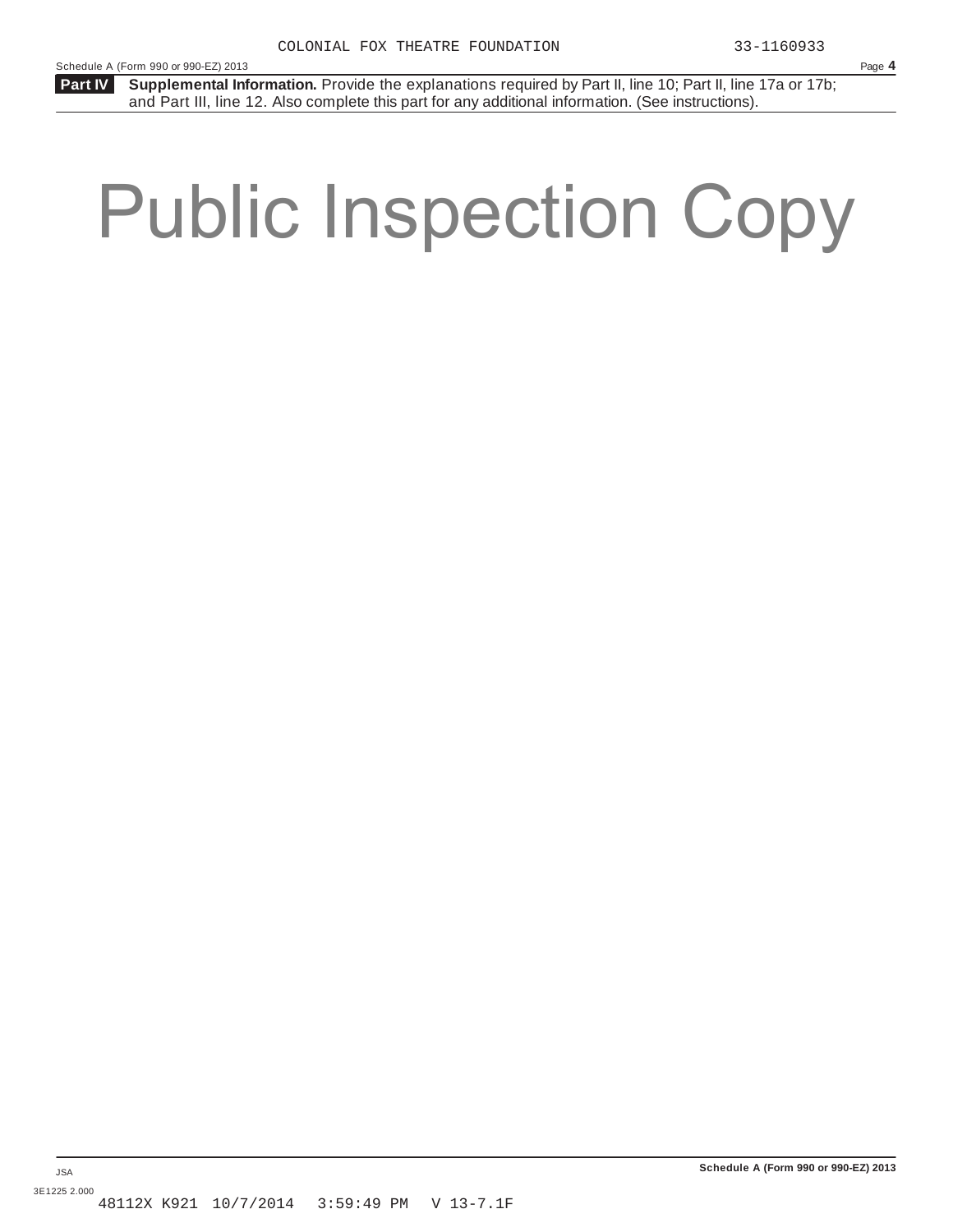COLONIAL FOX THEATRE FOUNDATION 33-1160933

Schedule A (Form 990 or 990-EZ) 2013

**Part IV** **Supplemental Information.** Provide the explanations required by Part II, line 10; Part II, line 17a or 17b; and Part III, line 12. Also complete this part for any additional information. (See instructions).

Public Inspection Copy

JSA

3E1225 2.000

48112X K921 10/7/2014 3:59:49 PM V 13-7.1F

**Schedule A (Form 990 or 990-EZ) 2013**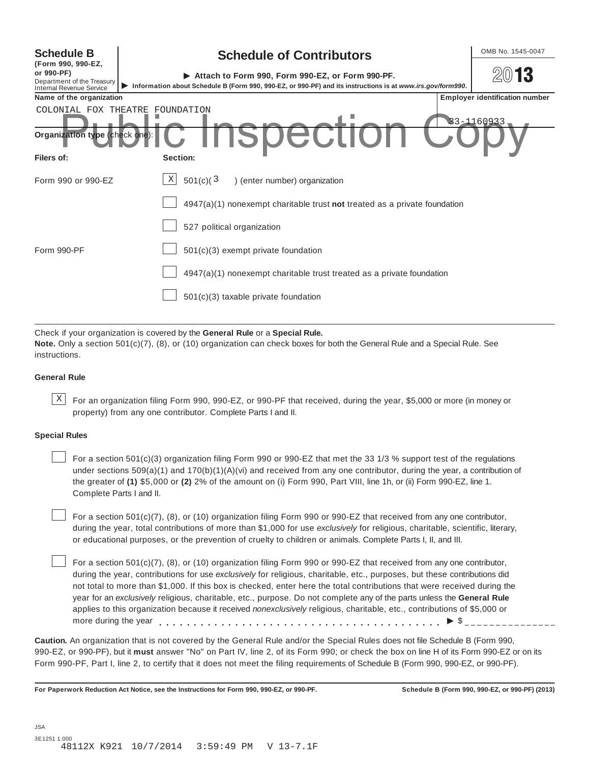**Schedule B** (Form 990, 990-EZ, or 990-PF)
Department of the Treasury
Internal Revenue Service

# Schedule of Contributors

▶ Attach to Form 990, Form 990-EZ, or Form 990-PF.

▶ Information about Schedule B (Form 990, 990-EZ, or 990-PF) and its instructions is at *www.irs.gov/form990*.

OMB No. 1545-0047

**2013**

**Name of the organization**

COLONIAL FOX THEATRE FOUNDATION

**Employer identification number**

33-1160933

Public Inspection Copy

**Organization type** (check one):

| **Filers of:** | **Section:** |
|---|---|
| Form 990 or 990-EZ | [X] 501(c)( 3 ) (enter number) organization |
| | [ ] 4947(a)(1) nonexempt charitable trust **not** treated as a private foundation |
| | [ ] 527 political organization |
| Form 990-PF | [ ] 501(c)(3) exempt private foundation |
| | [ ] 4947(a)(1) nonexempt charitable trust treated as a private foundation |
| | [ ] 501(c)(3) taxable private foundation |

Check if your organization is covered by the **General Rule** or a **Special Rule.**

**Note.** Only a section 501(c)(7), (8), or (10) organization can check boxes for both the General Rule and a Special Rule. See instructions.

**General Rule**

[X] For an organization filing Form 990, 990-EZ, or 990-PF that received, during the year, $5,000 or more (in money or property) from any one contributor. Complete Parts I and II.

**Special Rules**

[ ] For a section 501(c)(3) organization filing Form 990 or 990-EZ that met the 33 1/3 % support test of the regulations under sections 509(a)(1) and 170(b)(1)(A)(vi) and received from any one contributor, during the year, a contribution of the greater of **(1)** $5,000 or **(2)** 2% of the amount on (i) Form 990, Part VIII, line 1h, or (ii) Form 990-EZ, line 1. Complete Parts I and II.

[ ] For a section 501(c)(7), (8), or (10) organization filing Form 990 or 990-EZ that received from any one contributor, during the year, total contributions of more than $1,000 for use *exclusively* for religious, charitable, scientific, literary, or educational purposes, or the prevention of cruelty to children or animals. Complete Parts I, II, and III.

[ ] For a section 501(c)(7), (8), or (10) organization filing Form 990 or 990-EZ that received from any one contributor, during the year, contributions for use *exclusively* for religious, charitable, etc., purposes, but these contributions did not total to more than $1,000. If this box is checked, enter here the total contributions that were received during the year for an *exclusively* religious, charitable, etc., purpose. Do not complete any of the parts unless the **General Rule** applies to this organization because it received *nonexclusively* religious, charitable, etc., contributions of $5,000 or more during the year . . . . . . . . . . . . . . . . . . . . . . . . . . . . . . . . . . . . . ▶ $_______________

**Caution.** An organization that is not covered by the General Rule and/or the Special Rules does not file Schedule B (Form 990, 990-EZ, or 990-PF), but it **must** answer "No" on Part IV, line 2, of its Form 990; or check the box on line H of its Form 990-EZ or on its Form 990-PF, Part I, line 2, to certify that it does not meet the filing requirements of Schedule B (Form 990, 990-EZ, or 990-PF).

**For Paperwork Reduction Act Notice, see the Instructions for Form 990, 990-EZ, or 990-PF.** **Schedule B (Form 990, 990-EZ, or 990-PF) (2013)**

JSA
3E1251 1.000
48112X K921 10/7/2014 3:59:49 PM V 13-7.1F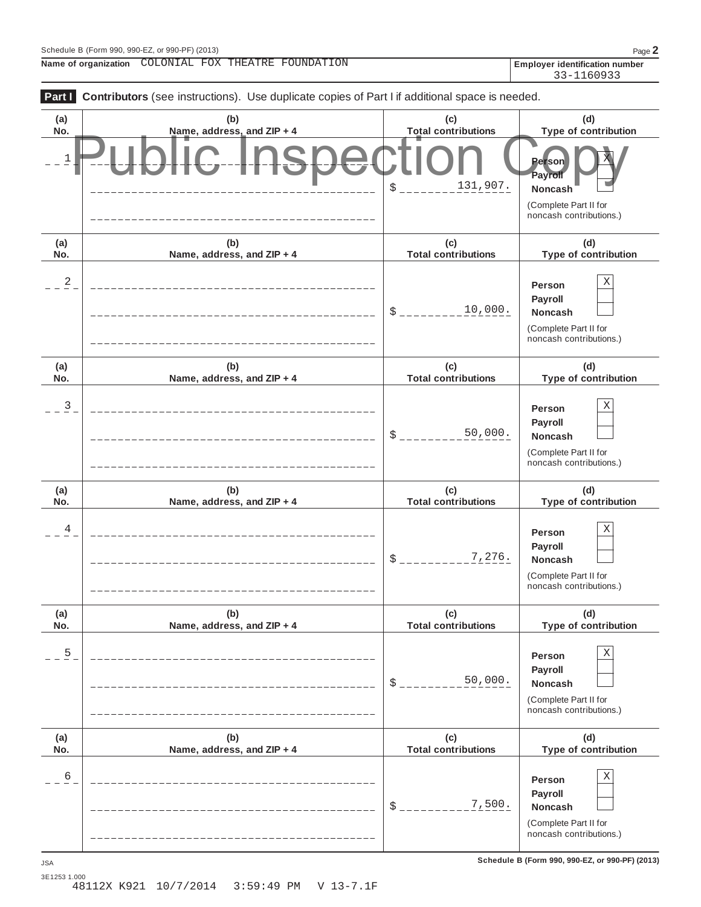Schedule B (Form 990, 990-EZ, or 990-PF) (2013)

**Name of organization** COLONIAL FOX THEATRE FOUNDATION

**Employer identification number** 33-1160933

**Part I** **Contributors** (see instructions). Use duplicate copies of Part I if additional space is needed.

Public Inspection Copy

| (a) No. | (b) Name, address, and ZIP + 4 | (c) Total contributions | (d) Type of contribution |
|---|---|---|---|
| 1 | | $ 131,907. | Person [X] Payroll [ ] Noncash [ ] (Complete Part II for noncash contributions.) |
| 2 | | $ 10,000. | Person [X] Payroll [ ] Noncash [ ] (Complete Part II for noncash contributions.) |
| 3 | | $ 50,000. | Person [X] Payroll [ ] Noncash [ ] (Complete Part II for noncash contributions.) |
| 4 | | $ 7,276. | Person [X] Payroll [ ] Noncash [ ] (Complete Part II for noncash contributions.) |
| 5 | | $ 50,000. | Person [X] Payroll [ ] Noncash [ ] (Complete Part II for noncash contributions.) |
| 6 | | $ 7,500. | Person [X] Payroll [ ] Noncash [ ] (Complete Part II for noncash contributions.) |

JSA

3E1253 1.000

48112X K921 10/7/2014 3:59:49 PM V 13-7.1F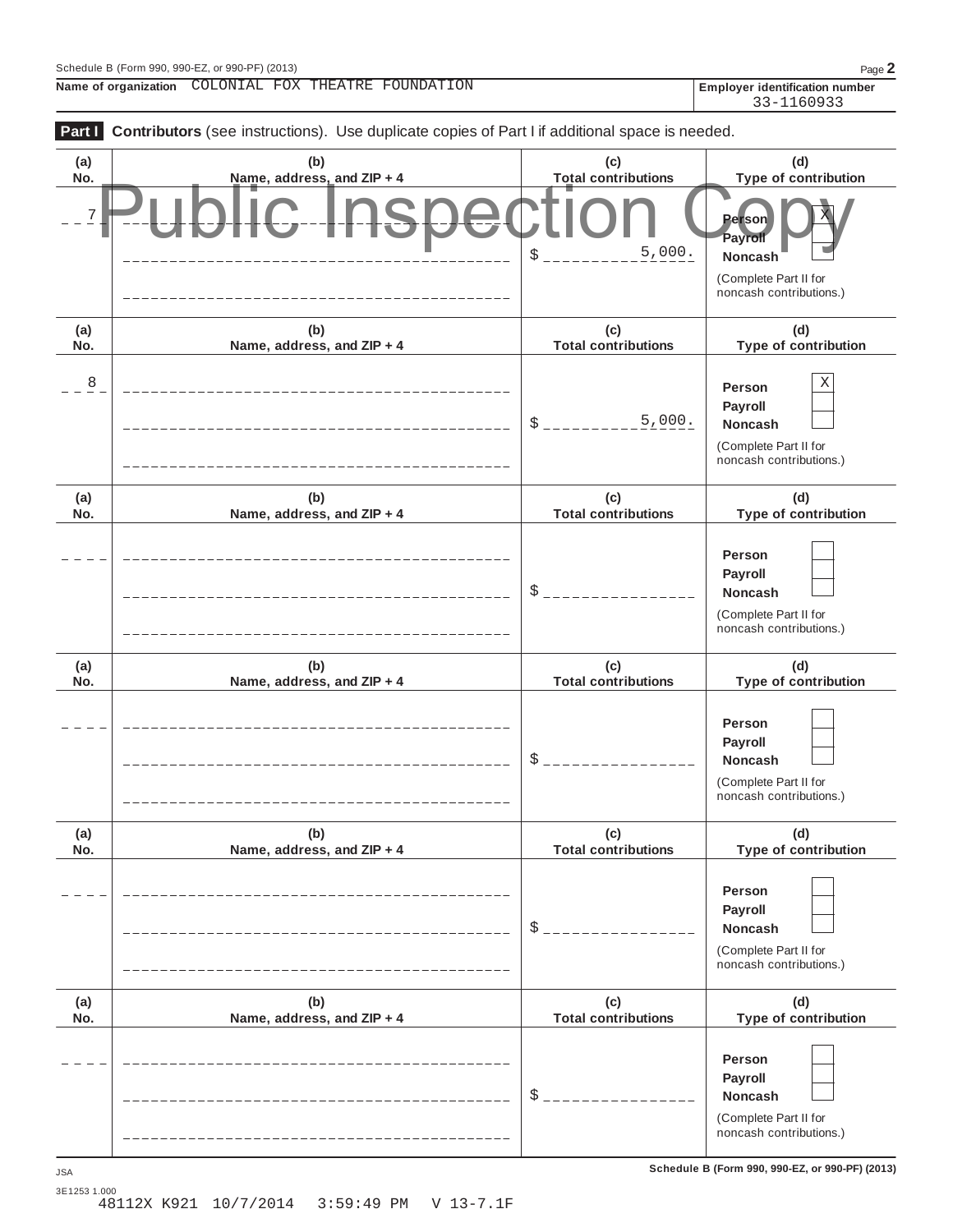Schedule B (Form 990, 990-EZ, or 990-PF) (2013)

**Name of organization** COLONIAL FOX THEATRE FOUNDATION

**Employer identification number** 33-1160933

Public Inspection Copy

**Part I** **Contributors** (see instructions). Use duplicate copies of Part I if additional space is needed.

| (a) No. | (b) Name, address, and ZIP + 4 | (c) Total contributions | (d) Type of contribution |
|---|---|---|---|
| 7 | | $ 5,000. | Person [X] Payroll [ ] Noncash [ ] (Complete Part II for noncash contributions.) |
| 8 | | $ 5,000. | Person [X] Payroll [ ] Noncash [ ] (Complete Part II for noncash contributions.) |
| | | $ | Person [ ] Payroll [ ] Noncash [ ] (Complete Part II for noncash contributions.) |
| | | $ | Person [ ] Payroll [ ] Noncash [ ] (Complete Part II for noncash contributions.) |
| | | $ | Person [ ] Payroll [ ] Noncash [ ] (Complete Part II for noncash contributions.) |
| | | $ | Person [ ] Payroll [ ] Noncash [ ] (Complete Part II for noncash contributions.) |

JSA

3E1253 1.000

48112X K921 10/7/2014 3:59:49 PM V 13-7.1F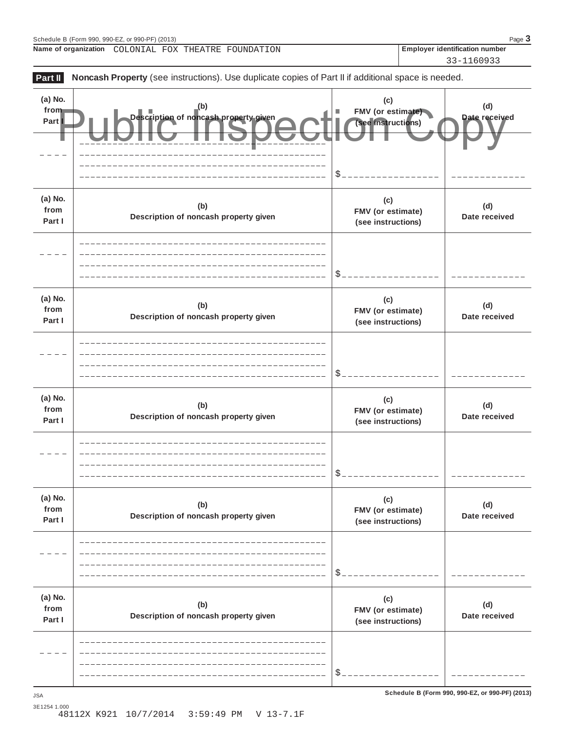Name of organization COLONIAL FOX THEATRE FOUNDATION

Employer identification number 33-1160933

Public Inspection Copy

**Part II** **Noncash Property** (see instructions). Use duplicate copies of Part II if additional space is needed.

| (a) No. from Part I | (b) Description of noncash property given | (c) FMV (or estimate) (see instructions) | (d) Date received |
|---|---|---|---|
| | | $ | |

| (a) No. from Part I | (b) Description of noncash property given | (c) FMV (or estimate) (see instructions) | (d) Date received |
|---|---|---|---|
| | | $ | |

| (a) No. from Part I | (b) Description of noncash property given | (c) FMV (or estimate) (see instructions) | (d) Date received |
|---|---|---|---|
| | | $ | |

| (a) No. from Part I | (b) Description of noncash property given | (c) FMV (or estimate) (see instructions) | (d) Date received |
|---|---|---|---|
| | | $ | |

| (a) No. from Part I | (b) Description of noncash property given | (c) FMV (or estimate) (see instructions) | (d) Date received |
|---|---|---|---|
| | | $ | |

| (a) No. from Part I | (b) Description of noncash property given | (c) FMV (or estimate) (see instructions) | (d) Date received |
|---|---|---|---|
| | | $ | |

JSA

3E1254 1.000

48112X K921 10/7/2014 3:59:49 PM V 13-7.1F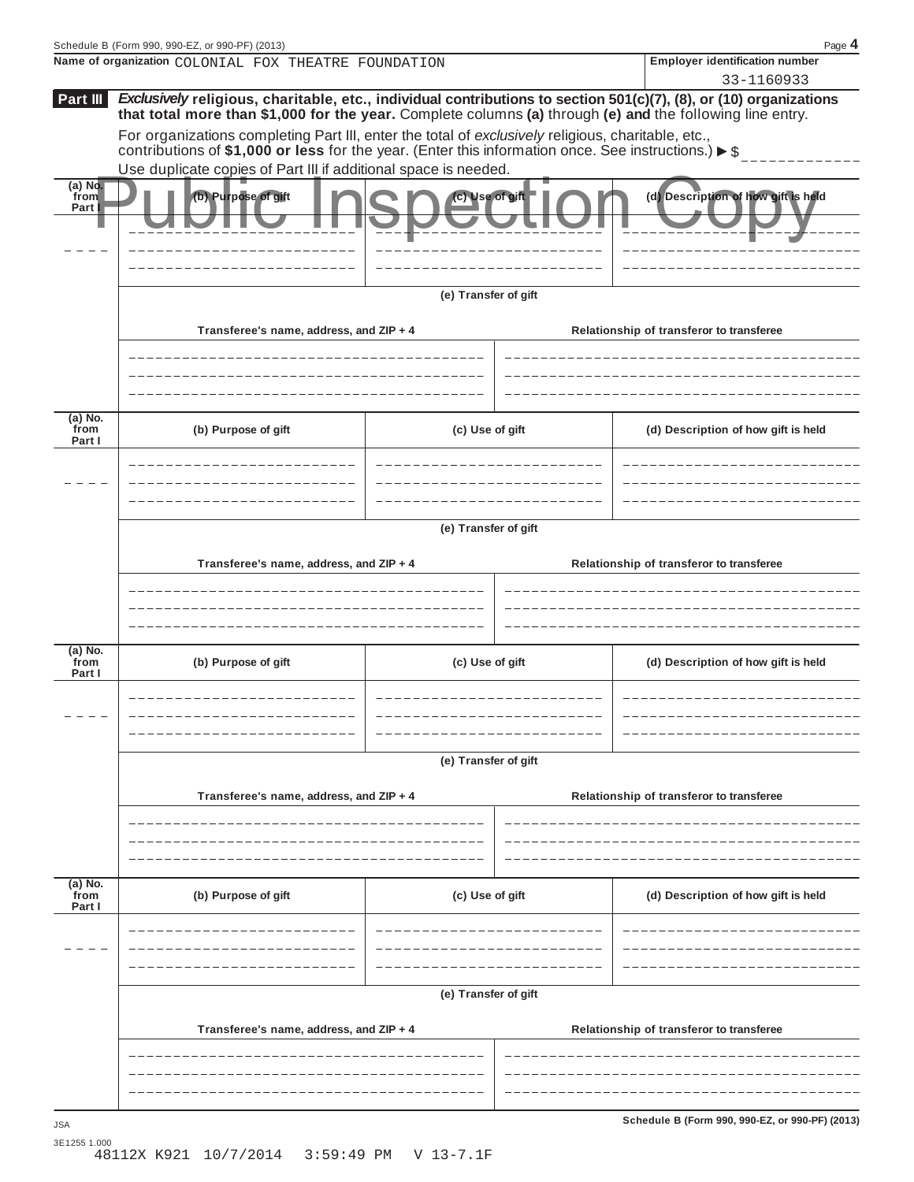Schedule B (Form 990, 990-EZ, or 990-PF) (2013) Page **4**

**Name of organization** COLONIAL FOX THEATRE FOUNDATION

**Employer identification number** 33-1160933

**Part III** ***Exclusively*** **religious, charitable, etc., individual contributions to section 501(c)(7), (8), or (10) organizations that total more than $1,000 for the year.** Complete columns **(a)** through **(e) and** the following line entry.

For organizations completing Part III, enter the total of *exclusively* religious, charitable, etc., contributions of **$1,000 or less** for the year. (Enter this information once. See instructions.) ▶ $

Use duplicate copies of Part III if additional space is needed.

Public Inspection Copy

| (a) No. from Part I | (b) Purpose of gift | (c) Use of gift | (d) Description of how gift is held |
|---|---|---|---|
| | | | |

**(e) Transfer of gift**

| Transferee's name, address, and ZIP + 4 | Relationship of transferor to transferee |
|---|---|
| | |

| (a) No. from Part I | (b) Purpose of gift | (c) Use of gift | (d) Description of how gift is held |
|---|---|---|---|
| | | | |

**(e) Transfer of gift**

| Transferee's name, address, and ZIP + 4 | Relationship of transferor to transferee |
|---|---|
| | |

| (a) No. from Part I | (b) Purpose of gift | (c) Use of gift | (d) Description of how gift is held |
|---|---|---|---|
| | | | |

**(e) Transfer of gift**

| Transferee's name, address, and ZIP + 4 | Relationship of transferor to transferee |
|---|---|
| | |

| (a) No. from Part I | (b) Purpose of gift | (c) Use of gift | (d) Description of how gift is held |
|---|---|---|---|
| | | | |

**(e) Transfer of gift**

| Transferee's name, address, and ZIP + 4 | Relationship of transferor to transferee |
|---|---|
| | |

JSA

3E1255 1.000

48112X K921 10/7/2014 3:59:49 PM V 13-7.1F

**Schedule B (Form 990, 990-EZ, or 990-PF) (2013)**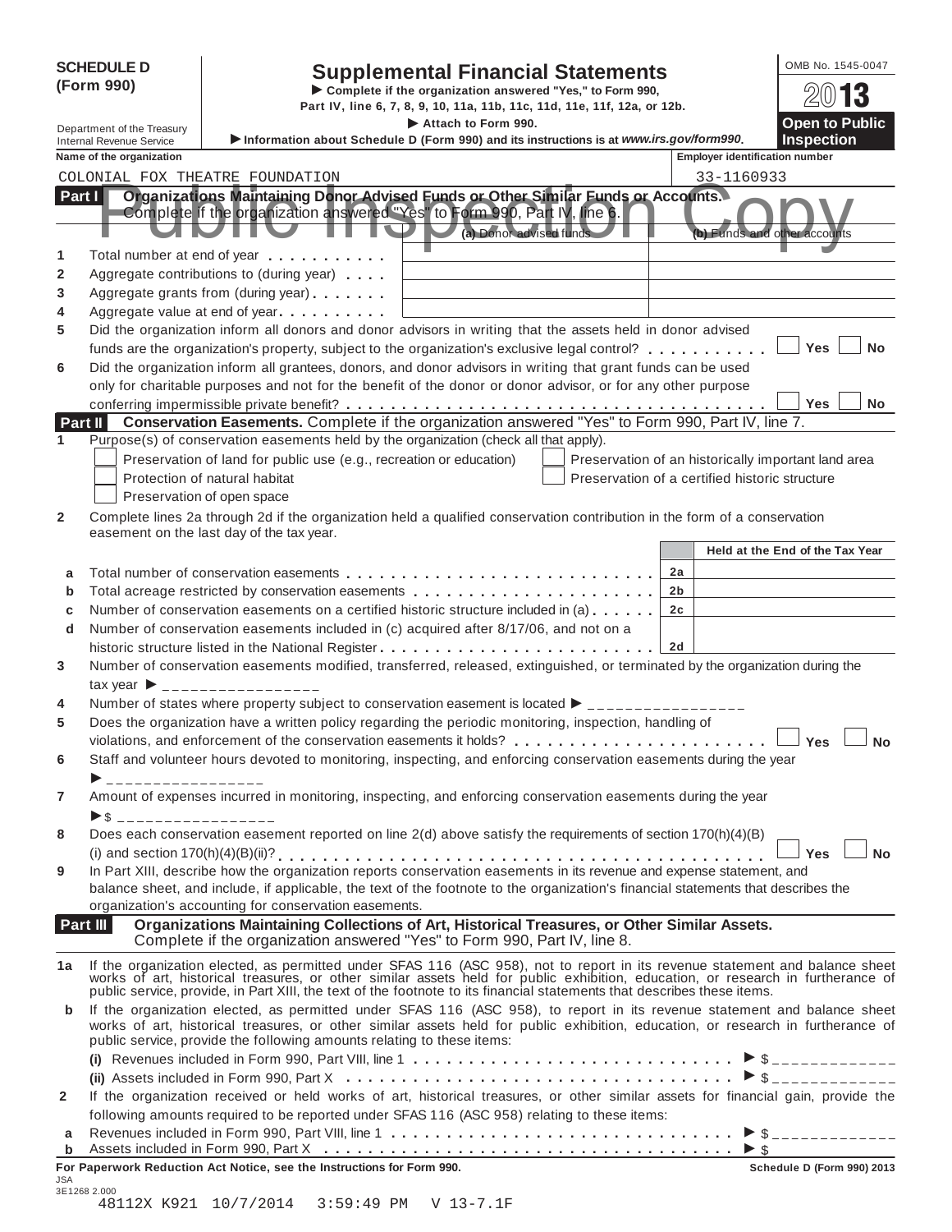**SCHEDULE D (Form 990)**

Department of the Treasury
Internal Revenue Service

# Supplemental Financial Statements

▶ Complete if the organization answered "Yes," to Form 990, Part IV, line 6, 7, 8, 9, 10, 11a, 11b, 11c, 11d, 11e, 11f, 12a, or 12b.

▶ Attach to Form 990.

▶ Information about Schedule D (Form 990) and its instructions is at *www.irs.gov/form990*.

OMB No. 1545-0047

2013

**Open to Public Inspection**

Public Inspection Copy

| Name of the organization | Employer identification number |
|---|---|
| COLONIAL FOX THEATRE FOUNDATION | 33-1160933 |

## Part I Organizations Maintaining Donor Advised Funds or Other Similar Funds or Accounts.
Complete if the organization answered "Yes" to Form 990, Part IV, line 6.

| | | (a) Donor advised funds | (b) Funds and other accounts |
|---|---|---|---|
| 1 | Total number at end of year | | |
| 2 | Aggregate contributions to (during year) | | |
| 3 | Aggregate grants from (during year) | | |
| 4 | Aggregate value at end of year | | |

5 Did the organization inform all donors and donor advisors in writing that the assets held in donor advised funds are the organization's property, subject to the organization's exclusive legal control? ☐ Yes ☐ No

6 Did the organization inform all grantees, donors, and donor advisors in writing that grant funds can be used only for charitable purposes and not for the benefit of the donor or donor advisor, or for any other purpose conferring impermissible private benefit? ☐ Yes ☐ No

## Part II Conservation Easements. Complete if the organization answered "Yes" to Form 990, Part IV, line 7.

1 Purpose(s) of conservation easements held by the organization (check all that apply).

- ☐ Preservation of land for public use (e.g., recreation or education)
- ☐ Protection of natural habitat
- ☐ Preservation of open space
- ☐ Preservation of an historically important land area
- ☐ Preservation of a certified historic structure

2 Complete lines 2a through 2d if the organization held a qualified conservation contribution in the form of a conservation easement on the last day of the tax year.

| | | | Held at the End of the Tax Year |
|---|---|---|---|
| a | Total number of conservation easements | 2a | |
| b | Total acreage restricted by conservation easements | 2b | |
| c | Number of conservation easements on a certified historic structure included in (a) | 2c | |
| d | Number of conservation easements included in (c) acquired after 8/17/06, and not on a historic structure listed in the National Register | 2d | |

3 Number of conservation easements modified, transferred, released, extinguished, or terminated by the organization during the tax year ▶ ________________

4 Number of states where property subject to conservation easement is located ▶ ________________

5 Does the organization have a written policy regarding the periodic monitoring, inspection, handling of violations, and enforcement of the conservation easements it holds? ☐ Yes ☐ No

6 Staff and volunteer hours devoted to monitoring, inspecting, and enforcing conservation easements during the year ▶ ________________

7 Amount of expenses incurred in monitoring, inspecting, and enforcing conservation easements during the year ▶$ ________________

8 Does each conservation easement reported on line 2(d) above satisfy the requirements of section 170(h)(4)(B)(i) and section 170(h)(4)(B)(ii)? ☐ Yes ☐ No

9 In Part XIII, describe how the organization reports conservation easements in its revenue and expense statement, and balance sheet, and include, if applicable, the text of the footnote to the organization's financial statements that describes the organization's accounting for conservation easements.

## Part III Organizations Maintaining Collections of Art, Historical Treasures, or Other Similar Assets.
Complete if the organization answered "Yes" to Form 990, Part IV, line 8.

1a If the organization elected, as permitted under SFAS 116 (ASC 958), not to report in its revenue statement and balance sheet works of art, historical treasures, or other similar assets held for public exhibition, education, or research in furtherance of public service, provide, in Part XIII, the text of the footnote to its financial statements that describes these items.

b If the organization elected, as permitted under SFAS 116 (ASC 958), to report in its revenue statement and balance sheet works of art, historical treasures, or other similar assets held for public exhibition, education, or research in furtherance of public service, provide the following amounts relating to these items:

(i) Revenues included in Form 990, Part VIII, line 1 ▶ $ ____________

(ii) Assets included in Form 990, Part X ▶ $ ____________

2 If the organization received or held works of art, historical treasures, or other similar assets for financial gain, provide the following amounts required to be reported under SFAS 116 (ASC 958) relating to these items:

a Revenues included in Form 990, Part VIII, line 1 ▶ $ ____________

b Assets included in Form 990, Part X ▶ $

**For Paperwork Reduction Act Notice, see the Instructions for Form 990.** **Schedule D (Form 990) 2013**

JSA
3E1268 2.000
48112X K921 10/7/2014 3:59:49 PM V 13-7.1F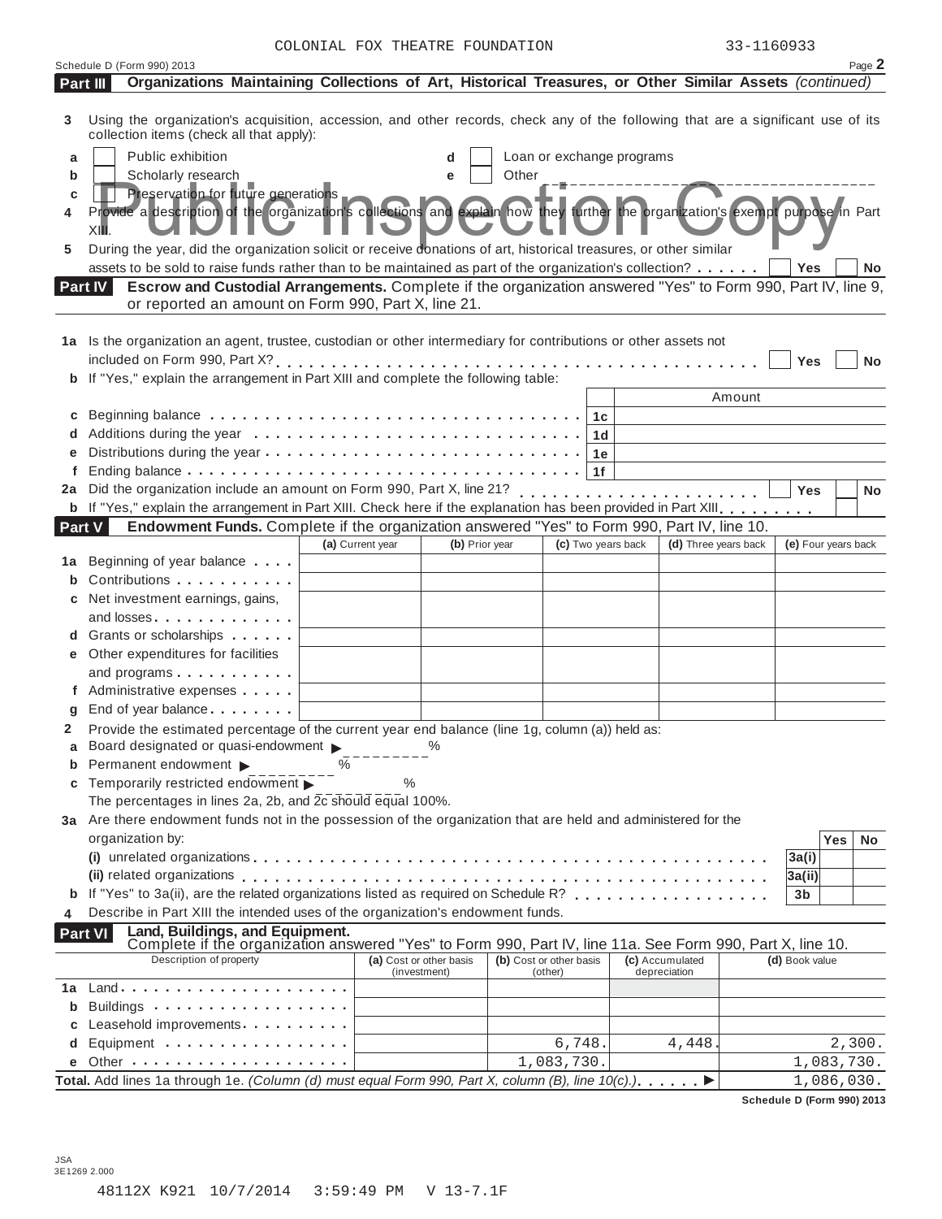COLONIAL FOX THEATRE FOUNDATION 33-1160933

Schedule D (Form 990) 2013 Page **2**

**Part III** **Organizations Maintaining Collections of Art, Historical Treasures, or Other Similar Assets** *(continued)*

**3** Using the organization's acquisition, accession, and other records, check any of the following that are a significant use of its collection items (check all that apply):

- **a** ☐ Public exhibition
- **b** ☐ Scholarly research
- **c** ☐ Preservation for future generations
- **d** ☐ Loan or exchange programs
- **e** ☐ Other ____________________

**4** Provide a description of the organization's collections and explain how they further the organization's exempt purpose in Part XIII.

**5** During the year, did the organization solicit or receive donations of art, historical treasures, or other similar assets to be sold to raise funds rather than to be maintained as part of the organization's collection? . . . . . . ☐ **Yes** ☐ **No**

Public Inspection Copy

**Part IV** **Escrow and Custodial Arrangements.** Complete if the organization answered "Yes" to Form 990, Part IV, line 9, or reported an amount on Form 990, Part X, line 21.

**1a** Is the organization an agent, trustee, custodian or other intermediary for contributions or other assets not included on Form 990, Part X? . . . . . . ☐ **Yes** ☐ **No**

**b** If "Yes," explain the arrangement in Part XIII and complete the following table:

| | | Amount |
|---|---|---|
| **c** Beginning balance | **1c** | |
| **d** Additions during the year | **1d** | |
| **e** Distributions during the year | **1e** | |
| **f** Ending balance | **1f** | |

**2a** Did the organization include an amount on Form 990, Part X, line 21? . . . . . . ☐ **Yes** ☐ **No**

**b** If "Yes," explain the arrangement in Part XIII. Check here if the explanation has been provided in Part XIII . . . . . . ☐

**Part V** **Endowment Funds.** Complete if the organization answered "Yes" to Form 990, Part IV, line 10.

| | (a) Current year | (b) Prior year | (c) Two years back | (d) Three years back | (e) Four years back |
|---|---|---|---|---|---|
| **1a** Beginning of year balance | | | | | |
| **b** Contributions | | | | | |
| **c** Net investment earnings, gains, and losses | | | | | |
| **d** Grants or scholarships | | | | | |
| **e** Other expenditures for facilities and programs | | | | | |
| **f** Administrative expenses | | | | | |
| **g** End of year balance | | | | | |

**2** Provide the estimated percentage of the current year end balance (line 1g, column (a)) held as:

- **a** Board designated or quasi-endowment ▶ ________ %
- **b** Permanent endowment ▶ ________ %
- **c** Temporarily restricted endowment ▶ ________ %

The percentages in lines 2a, 2b, and 2c should equal 100%.

**3a** Are there endowment funds not in the possession of the organization that are held and administered for the organization by:

| | | Yes | No |
|---|---|---|---|
| **(i)** unrelated organizations | **3a(i)** | | |
| **(ii)** related organizations | **3a(ii)** | | |
| **b** If "Yes" to 3a(ii), are the related organizations listed as required on Schedule R? | **3b** | | |

**4** Describe in Part XIII the intended uses of the organization's endowment funds.

**Part VI** **Land, Buildings, and Equipment.** Complete if the organization answered "Yes" to Form 990, Part IV, line 11a. See Form 990, Part X, line 10.

| Description of property | (a) Cost or other basis (investment) | (b) Cost or other basis (other) | (c) Accumulated depreciation | (d) Book value |
|---|---|---|---|---|
| **1a** Land | | | | |
| **b** Buildings | | | | |
| **c** Leasehold improvements | | | | |
| **d** Equipment | | 6,748. | 4,448. | 2,300. |
| **e** Other | | 1,083,730. | | 1,083,730. |
| **Total.** Add lines 1a through 1e. *(Column (d) must equal Form 990, Part X, column (B), line 10(c).)* ▶ | | | | 1,086,030. |

**Schedule D (Form 990) 2013**

JSA
3E1269 2.000

48112X K921 10/7/2014 3:59:49 PM V 13-7.1F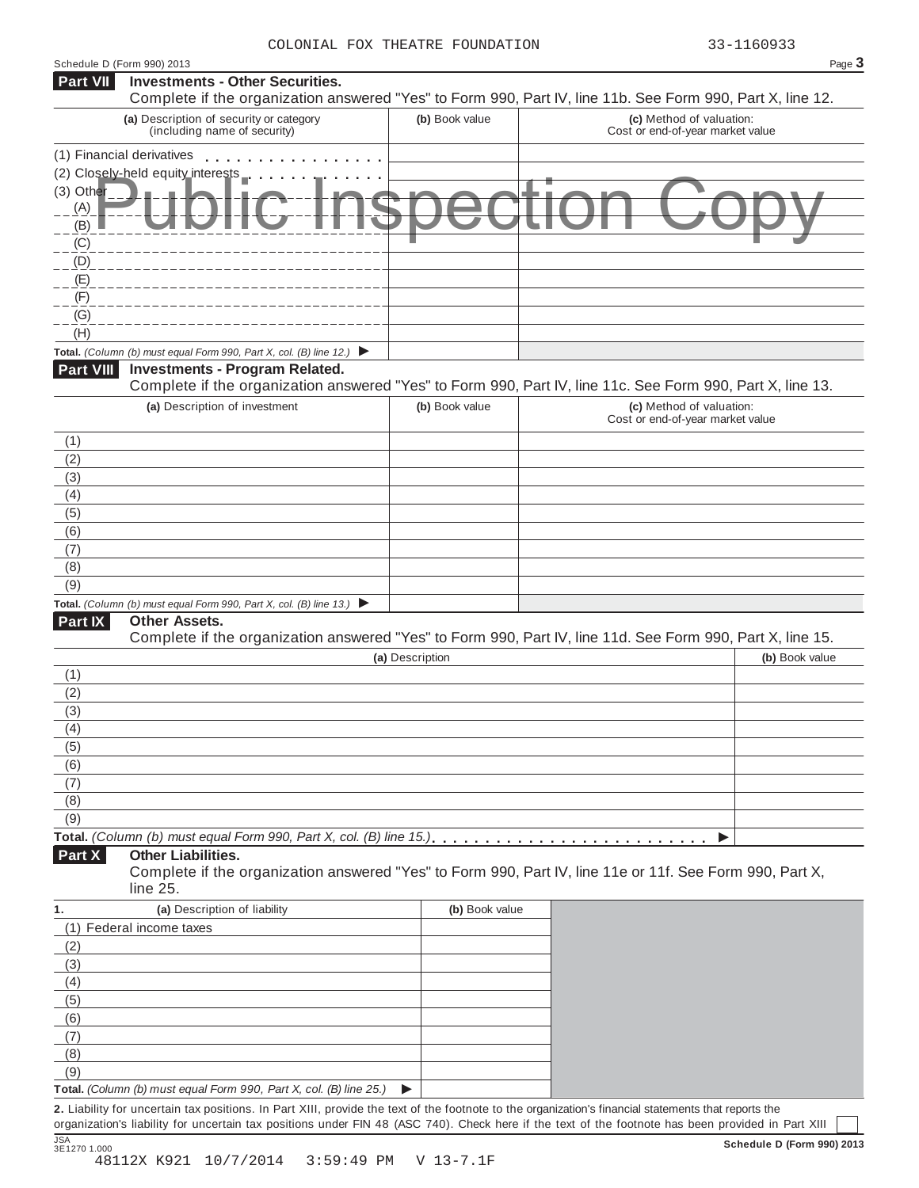COLONIAL FOX THEATRE FOUNDATION 33-1160933

Schedule D (Form 990) 2013 Page **3**

## Part VII Investments - Other Securities.

Complete if the organization answered "Yes" to Form 990, Part IV, line 11b. See Form 990, Part X, line 12.

| (a) Description of security or category (including name of security) | (b) Book value | (c) Method of valuation: Cost or end-of-year market value |
|---|---|---|
| (1) Financial derivatives | | |
| (2) Closely-held equity interests | | |
| (3) Other | | |
| (A) | | |
| (B) | | |
| (C) | | |
| (D) | | |
| (E) | | |
| (F) | | |
| (G) | | |
| (H) | | |
| **Total.** *(Column (b) must equal Form 990, Part X, col. (B) line 12.)* ▶ | | |

Public Inspection Copy

## Part VIII Investments - Program Related.

Complete if the organization answered "Yes" to Form 990, Part IV, line 11c. See Form 990, Part X, line 13.

| (a) Description of investment | (b) Book value | (c) Method of valuation: Cost or end-of-year market value |
|---|---|---|
| (1) | | |
| (2) | | |
| (3) | | |
| (4) | | |
| (5) | | |
| (6) | | |
| (7) | | |
| (8) | | |
| (9) | | |
| **Total.** *(Column (b) must equal Form 990, Part X, col. (B) line 13.)* ▶ | | |

## Part IX Other Assets.

Complete if the organization answered "Yes" to Form 990, Part IV, line 11d. See Form 990, Part X, line 15.

| (a) Description | (b) Book value |
|---|---|
| (1) | |
| (2) | |
| (3) | |
| (4) | |
| (5) | |
| (6) | |
| (7) | |
| (8) | |
| (9) | |
| **Total.** *(Column (b) must equal Form 990, Part X, col. (B) line 15.)* ▶ | |

## Part X Other Liabilities.

Complete if the organization answered "Yes" to Form 990, Part IV, line 11e or 11f. See Form 990, Part X, line 25.

| 1. (a) Description of liability | (b) Book value |
|---|---|
| (1) Federal income taxes | |
| (2) | |
| (3) | |
| (4) | |
| (5) | |
| (6) | |
| (7) | |
| (8) | |
| (9) | |
| **Total.** *(Column (b) must equal Form 990, Part X, col. (B) line 25.)* ▶ | |

**2.** Liability for uncertain tax positions. In Part XIII, provide the text of the footnote to the organization's financial statements that reports the organization's liability for uncertain tax positions under FIN 48 (ASC 740). Check here if the text of the footnote has been provided in Part XIII ☐

JSA 3E1270 1.000 **Schedule D (Form 990) 2013**

48112X K921 10/7/2014 3:59:49 PM V 13-7.1F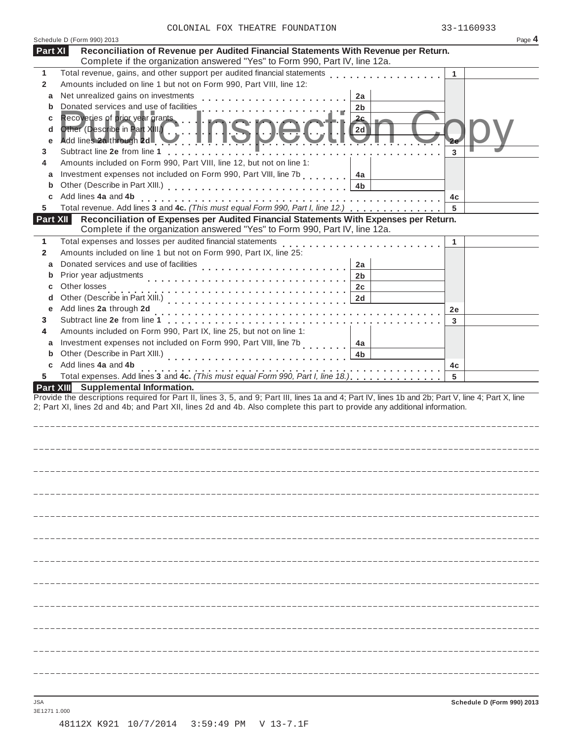COLONIAL FOX THEATRE FOUNDATION 33-1160933

Schedule D (Form 990) 2013 Page **4**

## Part XI Reconciliation of Revenue per Audited Financial Statements With Revenue per Return.

Complete if the organization answered "Yes" to Form 990, Part IV, line 12a.

| | | | | | |
|---|---|---|---|---|---|
| **1** | Total revenue, gains, and other support per audited financial statements | | | 1 | |
| **2** | Amounts included on line 1 but not on Form 990, Part VIII, line 12: | | | | |
| **a** | Net unrealized gains on investments | 2a | | | |
| **b** | Donated services and use of facilities | 2b | | | |
| **c** | Recoveries of prior year grants | 2c | | | |
| **d** | Other (Describe in Part XIII.) | 2d | | | |
| **e** | Add lines **2a** through **2d** | | | 2e | |
| **3** | Subtract line **2e** from line **1** | | | 3 | |
| **4** | Amounts included on Form 990, Part VIII, line 12, but not on line 1: | | | | |
| **a** | Investment expenses not included on Form 990, Part VIII, line 7b | 4a | | | |
| **b** | Other (Describe in Part XIII.) | 4b | | | |
| **c** | Add lines **4a** and **4b** | | | 4c | |
| **5** | Total revenue. Add lines **3** and **4c.** *(This must equal Form 990, Part I, line 12.)* | | | 5 | |

## Part XII Reconciliation of Expenses per Audited Financial Statements With Expenses per Return.

Complete if the organization answered "Yes" to Form 990, Part IV, line 12a.

| | | | | | |
|---|---|---|---|---|---|
| **1** | Total expenses and losses per audited financial statements | | | 1 | |
| **2** | Amounts included on line 1 but not on Form 990, Part IX, line 25: | | | | |
| **a** | Donated services and use of facilities | 2a | | | |
| **b** | Prior year adjustments | 2b | | | |
| **c** | Other losses | 2c | | | |
| **d** | Other (Describe in Part XIII.) | 2d | | | |
| **e** | Add lines **2a** through **2d** | | | 2e | |
| **3** | Subtract line **2e** from line **1** | | | 3 | |
| **4** | Amounts included on Form 990, Part IX, line 25, but not on line 1: | | | | |
| **a** | Investment expenses not included on Form 990, Part VIII, line 7b | 4a | | | |
| **b** | Other (Describe in Part XIII.) | 4b | | | |
| **c** | Add lines **4a** and **4b** | | | 4c | |
| **5** | Total expenses. Add lines **3** and **4c.** *(This must equal Form 990, Part I, line 18.)* | | | 5 | |

## Part XIII Supplemental Information.

Provide the descriptions required for Part II, lines 3, 5, and 9; Part III, lines 1a and 4; Part IV, lines 1b and 2b; Part V, line 4; Part X, line 2; Part XI, lines 2d and 4b; and Part XII, lines 2d and 4b. Also complete this part to provide any additional information.

Public Inspection Copy

JSA
3E1271 1.000

Schedule D (Form 990) 2013

48112X K921 10/7/2014 3:59:49 PM V 13-7.1F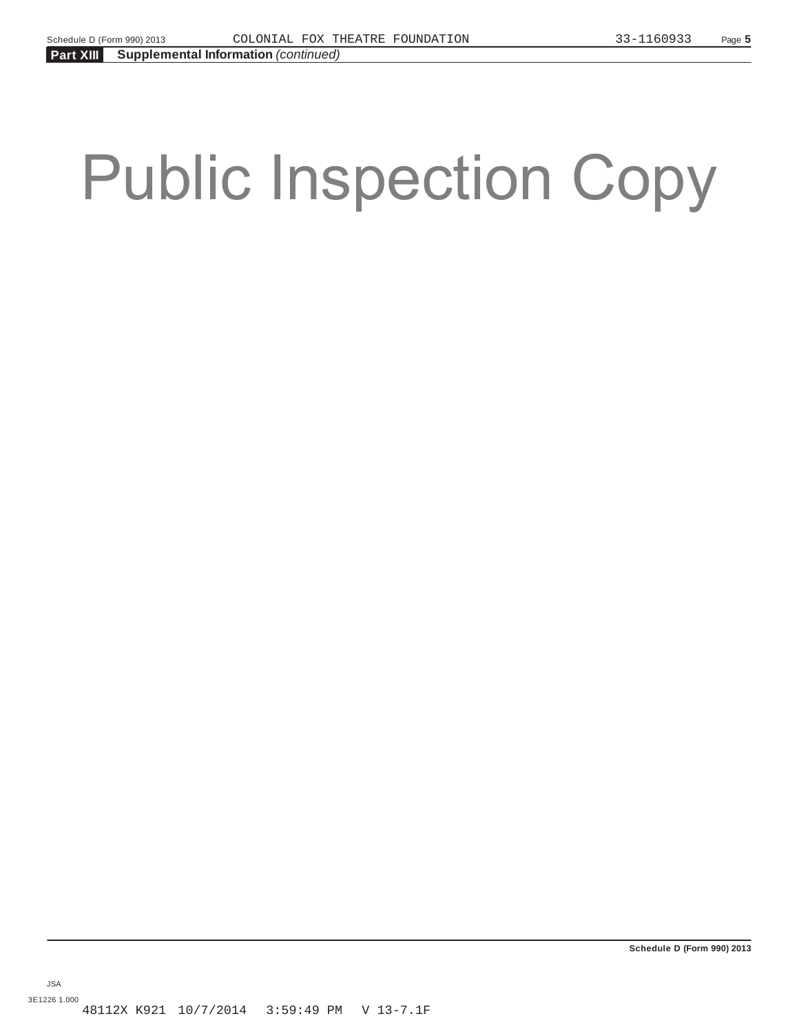**Part XIII** **Supplemental Information** *(continued)*

Public Inspection Copy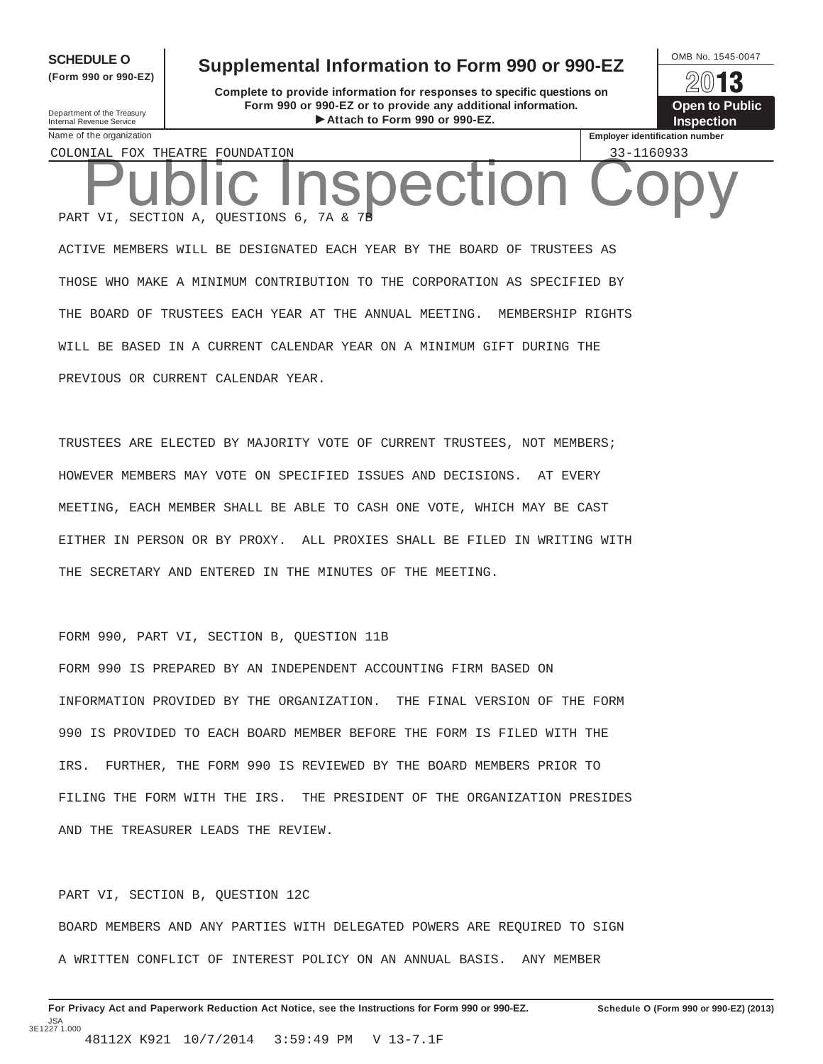**SCHEDULE O** (Form 990 or 990-EZ)

Department of the Treasury
Internal Revenue Service

# Supplemental Information to Form 990 or 990-EZ

**Complete to provide information for responses to specific questions on Form 990 or 990-EZ or to provide any additional information.**
**▶ Attach to Form 990 or 990-EZ.**

OMB No. 1545-0047

**2013**

**Open to Public Inspection**

| Name of the organization | Employer identification number |
|---|---|
| COLONIAL FOX THEATRE FOUNDATION | 33-1160933 |

Public Inspection Copy

PART VI, SECTION A, QUESTIONS 6, 7A & 7B

ACTIVE MEMBERS WILL BE DESIGNATED EACH YEAR BY THE BOARD OF TRUSTEES AS THOSE WHO MAKE A MINIMUM CONTRIBUTION TO THE CORPORATION AS SPECIFIED BY THE BOARD OF TRUSTEES EACH YEAR AT THE ANNUAL MEETING. MEMBERSHIP RIGHTS WILL BE BASED IN A CURRENT CALENDAR YEAR ON A MINIMUM GIFT DURING THE PREVIOUS OR CURRENT CALENDAR YEAR.

TRUSTEES ARE ELECTED BY MAJORITY VOTE OF CURRENT TRUSTEES, NOT MEMBERS; HOWEVER MEMBERS MAY VOTE ON SPECIFIED ISSUES AND DECISIONS. AT EVERY MEETING, EACH MEMBER SHALL BE ABLE TO CASH ONE VOTE, WHICH MAY BE CAST EITHER IN PERSON OR BY PROXY. ALL PROXIES SHALL BE FILED IN WRITING WITH THE SECRETARY AND ENTERED IN THE MINUTES OF THE MEETING.

FORM 990, PART VI, SECTION B, QUESTION 11B

FORM 990 IS PREPARED BY AN INDEPENDENT ACCOUNTING FIRM BASED ON INFORMATION PROVIDED BY THE ORGANIZATION. THE FINAL VERSION OF THE FORM 990 IS PROVIDED TO EACH BOARD MEMBER BEFORE THE FORM IS FILED WITH THE IRS. FURTHER, THE FORM 990 IS REVIEWED BY THE BOARD MEMBERS PRIOR TO FILING THE FORM WITH THE IRS. THE PRESIDENT OF THE ORGANIZATION PRESIDES AND THE TREASURER LEADS THE REVIEW.

PART VI, SECTION B, QUESTION 12C

BOARD MEMBERS AND ANY PARTIES WITH DELEGATED POWERS ARE REQUIRED TO SIGN A WRITTEN CONFLICT OF INTEREST POLICY ON AN ANNUAL BASIS. ANY MEMBER

**For Privacy Act and Paperwork Reduction Act Notice, see the Instructions for Form 990 or 990-EZ.** **Schedule O (Form 990 or 990-EZ) (2013)**

JSA
3E1227 1.000
48112X K921 10/7/2014 3:59:49 PM V 13-7.1F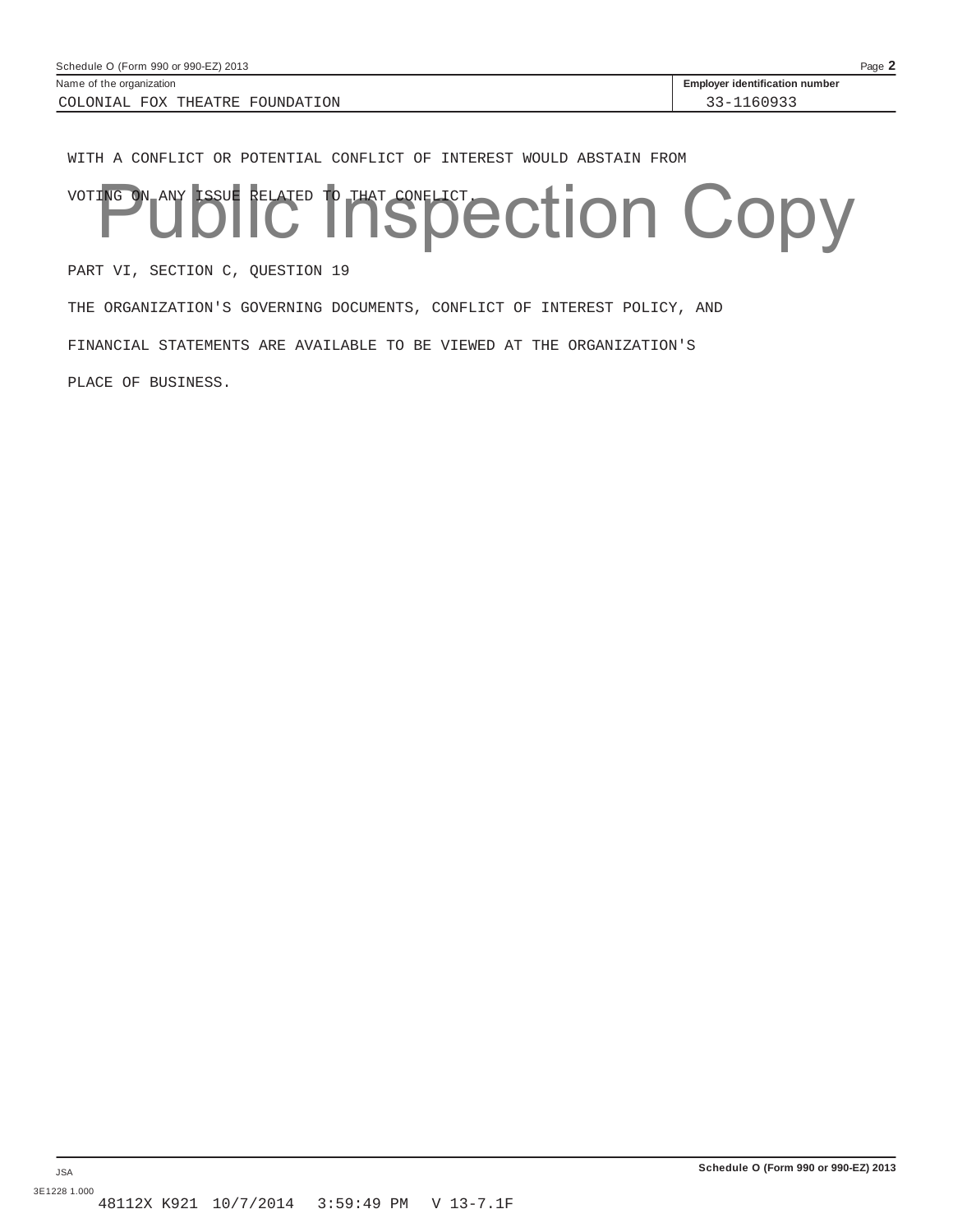Schedule O (Form 990 or 990-EZ) 2013

| Name of the organization | Employer identification number |
| --- | --- |
| COLONIAL FOX THEATRE FOUNDATION | 33-1160933 |

WITH A CONFLICT OR POTENTIAL CONFLICT OF INTEREST WOULD ABSTAIN FROM VOTING ON ANY ISSUE RELATED TO THAT CONFLICT.

Public Inspection Copy

PART VI, SECTION C, QUESTION 19

THE ORGANIZATION'S GOVERNING DOCUMENTS, CONFLICT OF INTEREST POLICY, AND FINANCIAL STATEMENTS ARE AVAILABLE TO BE VIEWED AT THE ORGANIZATION'S PLACE OF BUSINESS.

JSA

3E1228 1.000

48112X K921 10/7/2014 3:59:49 PM V 13-7.1F

Schedule O (Form 990 or 990-EZ) 2013